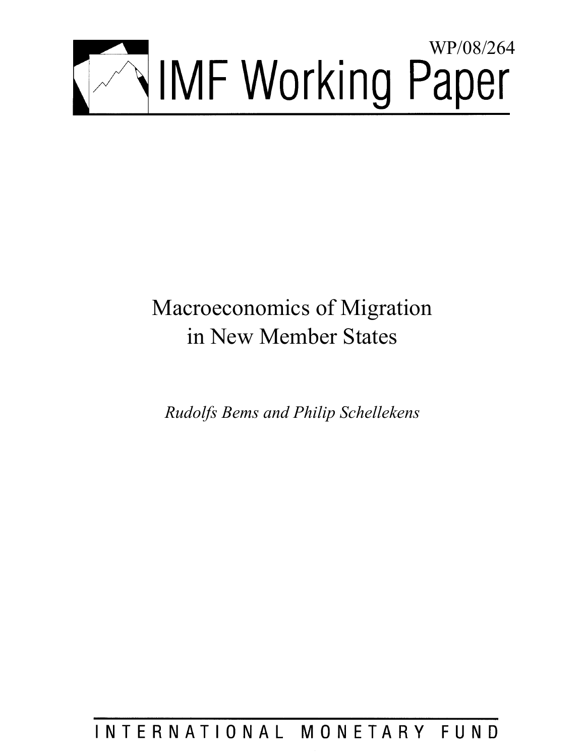WP/08/264

# IMF Working Paper

# Macroeconomics of Migration in New Member States

*Rudolfs Bems and Philip Schellekens*

INTERNATIONAL MONETARY FUND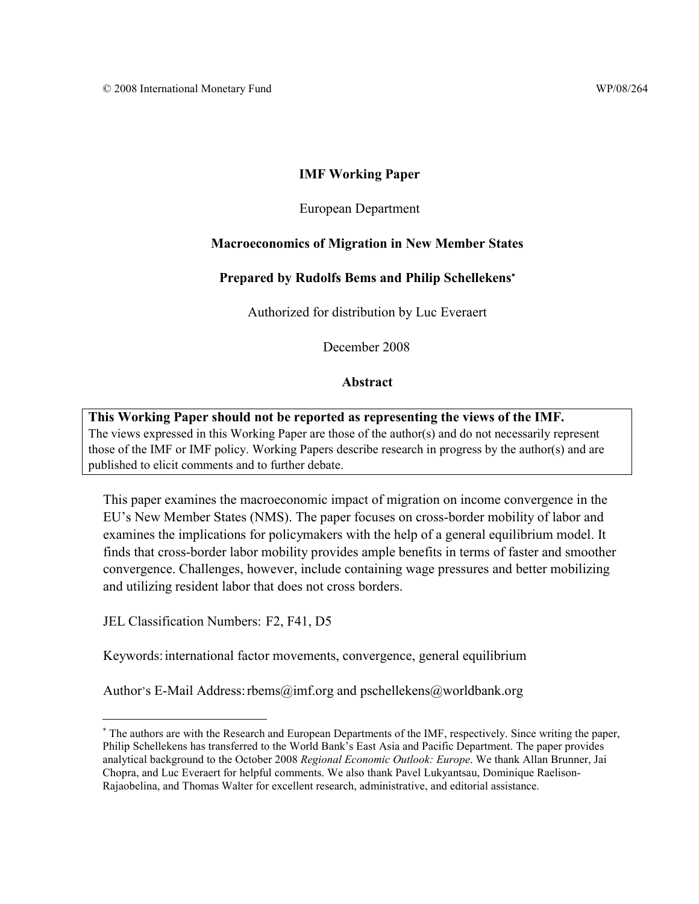© 2008 International Monetary Fund WP/08/264

**IMF Working Paper**

European Department

**Macroeconomics of Migration in New Member States**

**Prepared by Rudolfs Bems and Philip Schellekens***

Authorized for distribution by Luc Everaert

December 2008

**Abstract**

**This Working Paper should not be reported as representing the views of the IMF.**
The views expressed in this Working Paper are those of the author(s) and do not necessarily represent those of the IMF or IMF policy. Working Papers describe research in progress by the author(s) and are published to elicit comments and to further debate.

This paper examines the macroeconomic impact of migration on income convergence in the EU's New Member States (NMS). The paper focuses on cross-border mobility of labor and examines the implications for policymakers with the help of a general equilibrium model. It finds that cross-border labor mobility provides ample benefits in terms of faster and smoother convergence. Challenges, however, include containing wage pressures and better mobilizing and utilizing resident labor that does not cross borders.

JEL Classification Numbers: F2, F41, D5

Keywords: international factor movements, convergence, general equilibrium

Author's E-Mail Address: rbems@imf.org and pschellekens@worldbank.org

---

* The authors are with the Research and European Departments of the IMF, respectively. Since writing the paper, Philip Schellekens has transferred to the World Bank's East Asia and Pacific Department. The paper provides analytical background to the October 2008 *Regional Economic Outlook: Europe*. We thank Allan Brunner, Jai Chopra, and Luc Everaert for helpful comments. We also thank Pavel Lukyantsau, Dominique Raelison-Rajaobelina, and Thomas Walter for excellent research, administrative, and editorial assistance.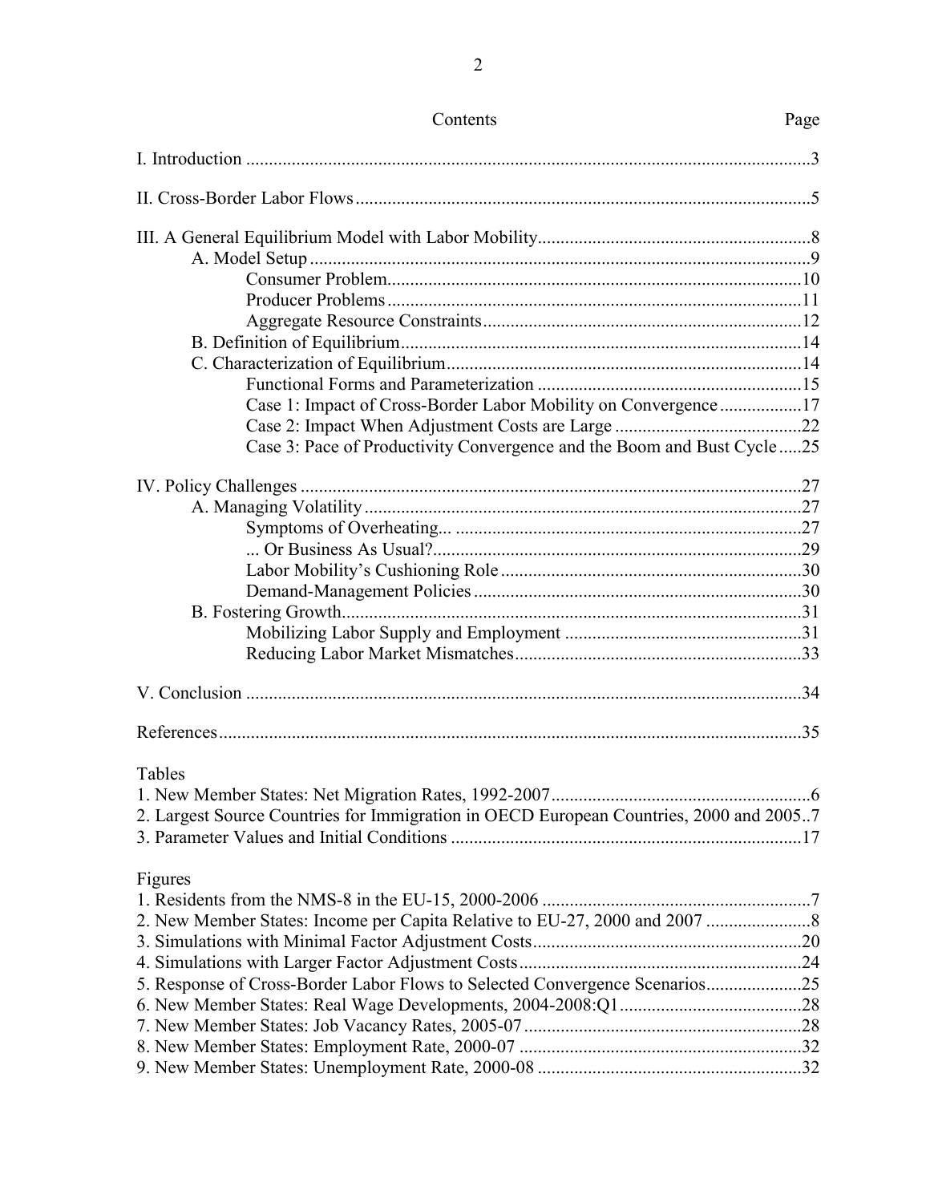## Contents

| | Page |
|---|---|
| I. Introduction | 3 |
| II. Cross-Border Labor Flows | 5 |
| III. A General Equilibrium Model with Labor Mobility | 8 |
| A. Model Setup | 9 |
| Consumer Problem | 10 |
| Producer Problems | 11 |
| Aggregate Resource Constraints | 12 |
| B. Definition of Equilibrium | 14 |
| C. Characterization of Equilibrium | 14 |
| Functional Forms and Parameterization | 15 |
| Case 1: Impact of Cross-Border Labor Mobility on Convergence | 17 |
| Case 2: Impact When Adjustment Costs are Large | 22 |
| Case 3: Pace of Productivity Convergence and the Boom and Bust Cycle | 25 |
| IV. Policy Challenges | 27 |
| A. Managing Volatility | 27 |
| Symptoms of Overheating... | 27 |
| ... Or Business As Usual? | 29 |
| Labor Mobility's Cushioning Role | 30 |
| Demand-Management Policies | 30 |
| B. Fostering Growth | 31 |
| Mobilizing Labor Supply and Employment | 31 |
| Reducing Labor Market Mismatches | 33 |
| V. Conclusion | 34 |
| References | 35 |

### Tables

| | |
|---|---|
| 1. New Member States: Net Migration Rates, 1992-2007 | 6 |
| 2. Largest Source Countries for Immigration in OECD European Countries, 2000 and 2005 | 7 |
| 3. Parameter Values and Initial Conditions | 17 |

### Figures

| | |
|---|---|
| 1. Residents from the NMS-8 in the EU-15, 2000-2006 | 7 |
| 2. New Member States: Income per Capita Relative to EU-27, 2000 and 2007 | 8 |
| 3. Simulations with Minimal Factor Adjustment Costs | 20 |
| 4. Simulations with Larger Factor Adjustment Costs | 24 |
| 5. Response of Cross-Border Labor Flows to Selected Convergence Scenarios | 25 |
| 6. New Member States: Real Wage Developments, 2004-2008:Q1 | 28 |
| 7. New Member States: Job Vacancy Rates, 2005-07 | 28 |
| 8. New Member States: Employment Rate, 2000-07 | 32 |
| 9. New Member States: Unemployment Rate, 2000-08 | 32 |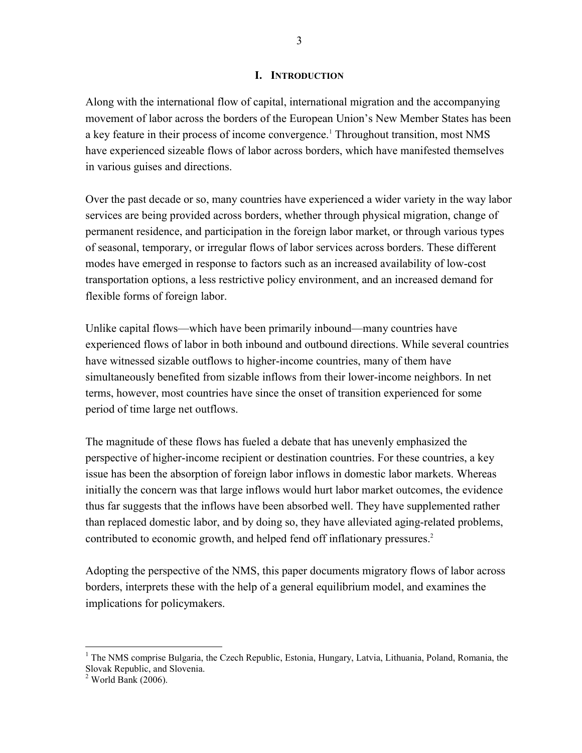# I. Introduction

Along with the international flow of capital, international migration and the accompanying movement of labor across the borders of the European Union's New Member States has been a key feature in their process of income convergence.[1] Throughout transition, most NMS have experienced sizeable flows of labor across borders, which have manifested themselves in various guises and directions.

Over the past decade or so, many countries have experienced a wider variety in the way labor services are being provided across borders, whether through physical migration, change of permanent residence, and participation in the foreign labor market, or through various types of seasonal, temporary, or irregular flows of labor services across borders. These different modes have emerged in response to factors such as an increased availability of low-cost transportation options, a less restrictive policy environment, and an increased demand for flexible forms of foreign labor.

Unlike capital flows—which have been primarily inbound—many countries have experienced flows of labor in both inbound and outbound directions. While several countries have witnessed sizable outflows to higher-income countries, many of them have simultaneously benefited from sizable inflows from their lower-income neighbors. In net terms, however, most countries have since the onset of transition experienced for some period of time large net outflows.

The magnitude of these flows has fueled a debate that has unevenly emphasized the perspective of higher-income recipient or destination countries. For these countries, a key issue has been the absorption of foreign labor inflows in domestic labor markets. Whereas initially the concern was that large inflows would hurt labor market outcomes, the evidence thus far suggests that the inflows have been absorbed well. They have supplemented rather than replaced domestic labor, and by doing so, they have alleviated aging-related problems, contributed to economic growth, and helped fend off inflationary pressures.[2]

Adopting the perspective of the NMS, this paper documents migratory flows of labor across borders, interprets these with the help of a general equilibrium model, and examines the implications for policymakers.

---

[1] The NMS comprise Bulgaria, the Czech Republic, Estonia, Hungary, Latvia, Lithuania, Poland, Romania, the Slovak Republic, and Slovenia.

[2] World Bank (2006).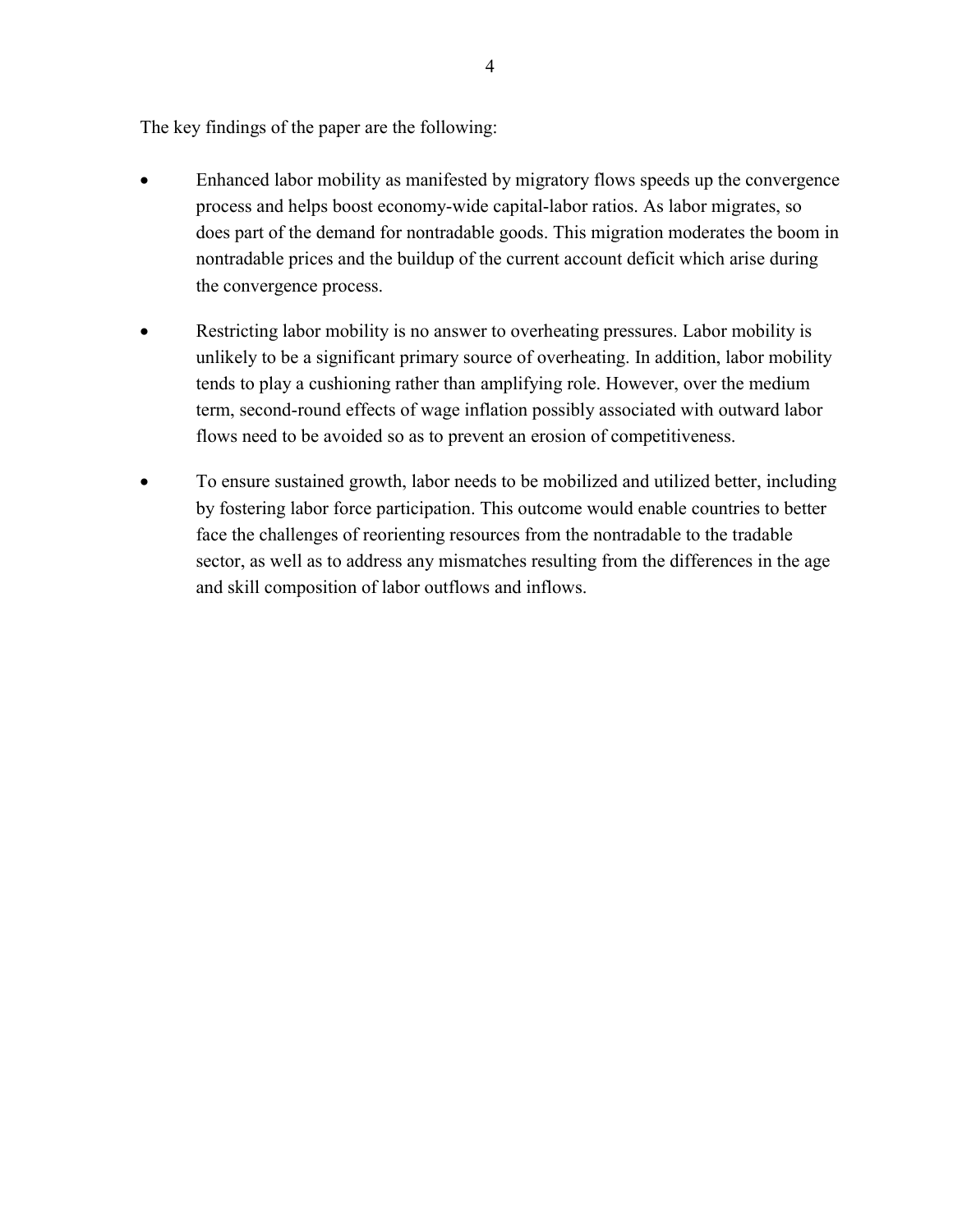The key findings of the paper are the following:

- Enhanced labor mobility as manifested by migratory flows speeds up the convergence process and helps boost economy-wide capital-labor ratios. As labor migrates, so does part of the demand for nontradable goods. This migration moderates the boom in nontradable prices and the buildup of the current account deficit which arise during the convergence process.

- Restricting labor mobility is no answer to overheating pressures. Labor mobility is unlikely to be a significant primary source of overheating. In addition, labor mobility tends to play a cushioning rather than amplifying role. However, over the medium term, second-round effects of wage inflation possibly associated with outward labor flows need to be avoided so as to prevent an erosion of competitiveness.

- To ensure sustained growth, labor needs to be mobilized and utilized better, including by fostering labor force participation. This outcome would enable countries to better face the challenges of reorienting resources from the nontradable to the tradable sector, as well as to address any mismatches resulting from the differences in the age and skill composition of labor outflows and inflows.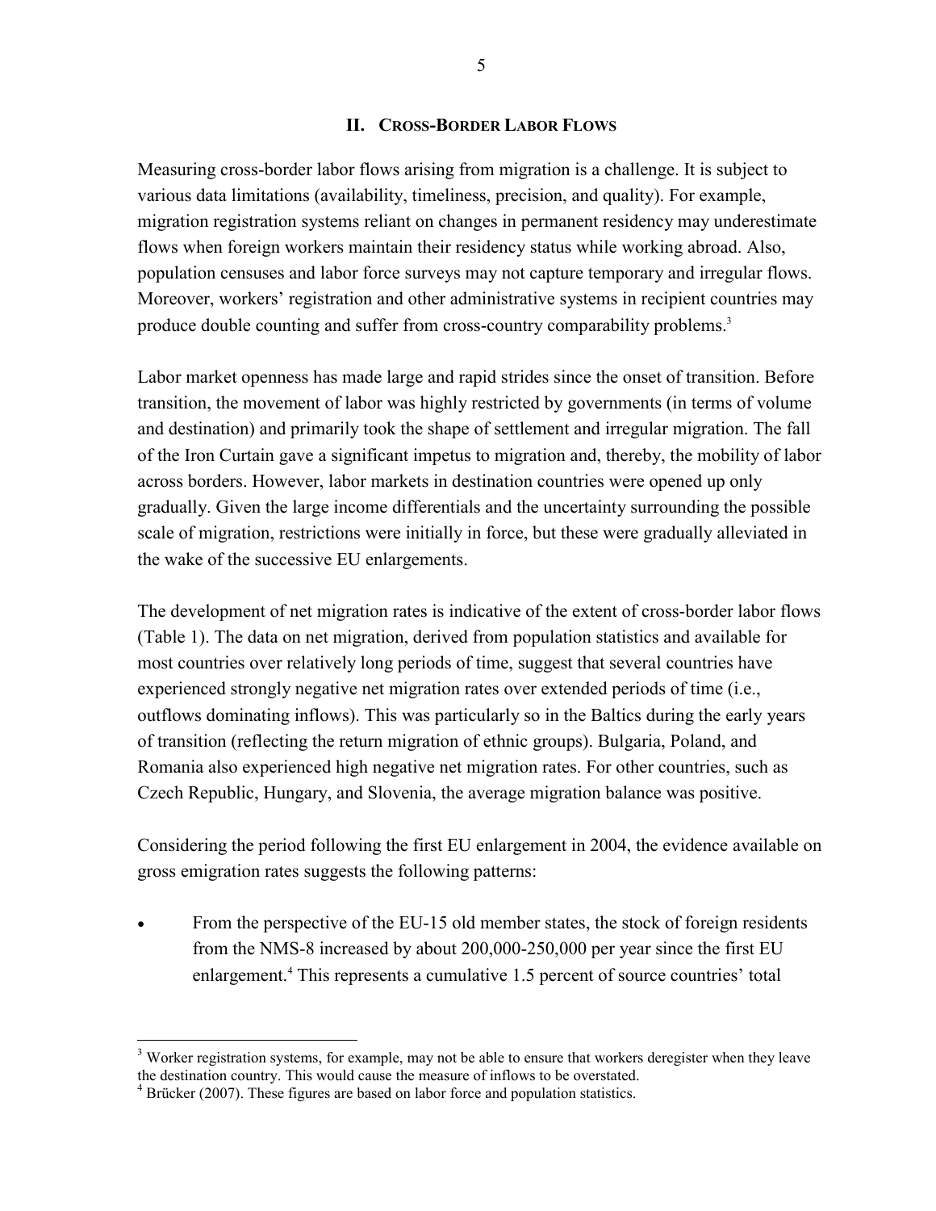## II. Cross-Border Labor Flows

Measuring cross-border labor flows arising from migration is a challenge. It is subject to various data limitations (availability, timeliness, precision, and quality). For example, migration registration systems reliant on changes in permanent residency may underestimate flows when foreign workers maintain their residency status while working abroad. Also, population censuses and labor force surveys may not capture temporary and irregular flows. Moreover, workers' registration and other administrative systems in recipient countries may produce double counting and suffer from cross-country comparability problems.[3]

Labor market openness has made large and rapid strides since the onset of transition. Before transition, the movement of labor was highly restricted by governments (in terms of volume and destination) and primarily took the shape of settlement and irregular migration. The fall of the Iron Curtain gave a significant impetus to migration and, thereby, the mobility of labor across borders. However, labor markets in destination countries were opened up only gradually. Given the large income differentials and the uncertainty surrounding the possible scale of migration, restrictions were initially in force, but these were gradually alleviated in the wake of the successive EU enlargements.

The development of net migration rates is indicative of the extent of cross-border labor flows (Table 1). The data on net migration, derived from population statistics and available for most countries over relatively long periods of time, suggest that several countries have experienced strongly negative net migration rates over extended periods of time (i.e., outflows dominating inflows). This was particularly so in the Baltics during the early years of transition (reflecting the return migration of ethnic groups). Bulgaria, Poland, and Romania also experienced high negative net migration rates. For other countries, such as Czech Republic, Hungary, and Slovenia, the average migration balance was positive.

Considering the period following the first EU enlargement in 2004, the evidence available on gross emigration rates suggests the following patterns:

- From the perspective of the EU-15 old member states, the stock of foreign residents from the NMS-8 increased by about 200,000-250,000 per year since the first EU enlargement.[4] This represents a cumulative 1.5 percent of source countries' total

---

[3] Worker registration systems, for example, may not be able to ensure that workers deregister when they leave the destination country. This would cause the measure of inflows to be overstated.

[4] Brücker (2007). These figures are based on labor force and population statistics.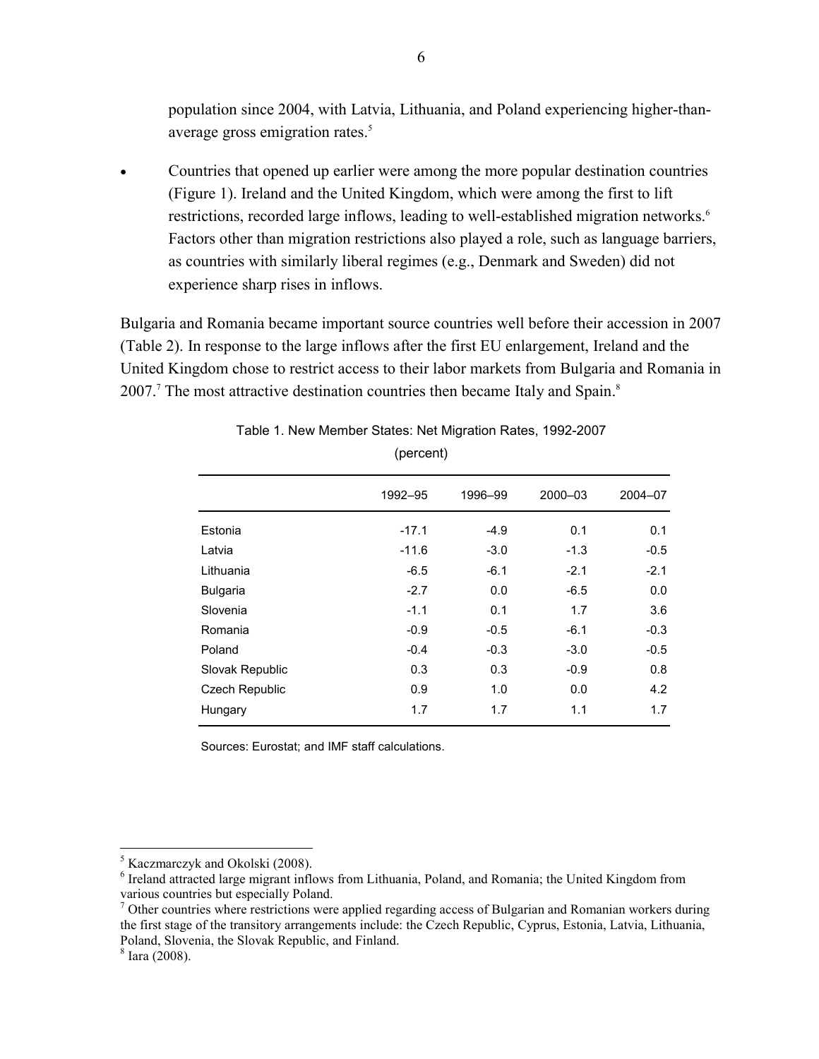population since 2004, with Latvia, Lithuania, and Poland experiencing higher-than-average gross emigration rates.[5]

- Countries that opened up earlier were among the more popular destination countries (Figure 1). Ireland and the United Kingdom, which were among the first to lift restrictions, recorded large inflows, leading to well-established migration networks.[6] Factors other than migration restrictions also played a role, such as language barriers, as countries with similarly liberal regimes (e.g., Denmark and Sweden) did not experience sharp rises in inflows.

Bulgaria and Romania became important source countries well before their accession in 2007 (Table 2). In response to the large inflows after the first EU enlargement, Ireland and the United Kingdom chose to restrict access to their labor markets from Bulgaria and Romania in 2007.[7] The most attractive destination countries then became Italy and Spain.[8]

Table 1. New Member States: Net Migration Rates, 1992-2007
(percent)

| | 1992–95 | 1996–99 | 2000–03 | 2004–07 |
|---|---|---|---|---|
| Estonia | -17.1 | -4.9 | 0.1 | 0.1 |
| Latvia | -11.6 | -3.0 | -1.3 | -0.5 |
| Lithuania | -6.5 | -6.1 | -2.1 | -2.1 |
| Bulgaria | -2.7 | 0.0 | -6.5 | 0.0 |
| Slovenia | -1.1 | 0.1 | 1.7 | 3.6 |
| Romania | -0.9 | -0.5 | -6.1 | -0.3 |
| Poland | -0.4 | -0.3 | -3.0 | -0.5 |
| Slovak Republic | 0.3 | 0.3 | -0.9 | 0.8 |
| Czech Republic | 0.9 | 1.0 | 0.0 | 4.2 |
| Hungary | 1.7 | 1.7 | 1.1 | 1.7 |

Sources: Eurostat; and IMF staff calculations.

[5] Kaczmarczyk and Okolski (2008).

[6] Ireland attracted large migrant inflows from Lithuania, Poland, and Romania; the United Kingdom from various countries but especially Poland.

[7] Other countries where restrictions were applied regarding access of Bulgarian and Romanian workers during the first stage of the transitory arrangements include: the Czech Republic, Cyprus, Estonia, Latvia, Lithuania, Poland, Slovenia, the Slovak Republic, and Finland.

[8] Iara (2008).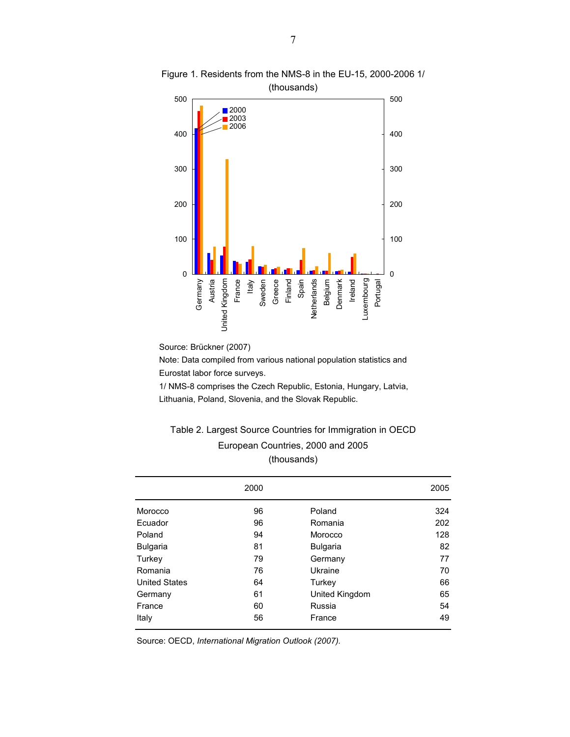Figure 1. Residents from the NMS-8 in the EU-15, 2000-2006 1/
(thousands)

Source: Brückner (2007)

Note: Data compiled from various national population statistics and Eurostat labor force surveys.

1/ NMS-8 comprises the Czech Republic, Estonia, Hungary, Latvia, Lithuania, Poland, Slovenia, and the Slovak Republic.

Table 2. Largest Source Countries for Immigration in OECD European Countries, 2000 and 2005
(thousands)

| | 2000 | | 2005 |
|---|---|---|---|
| Morocco | 96 | Poland | 324 |
| Ecuador | 96 | Romania | 202 |
| Poland | 94 | Morocco | 128 |
| Bulgaria | 81 | Bulgaria | 82 |
| Turkey | 79 | Germany | 77 |
| Romania | 76 | Ukraine | 70 |
| United States | 64 | Turkey | 66 |
| Germany | 61 | United Kingdom | 65 |
| France | 60 | Russia | 54 |
| Italy | 56 | France | 49 |

Source: OECD, *International Migration Outlook (2007).*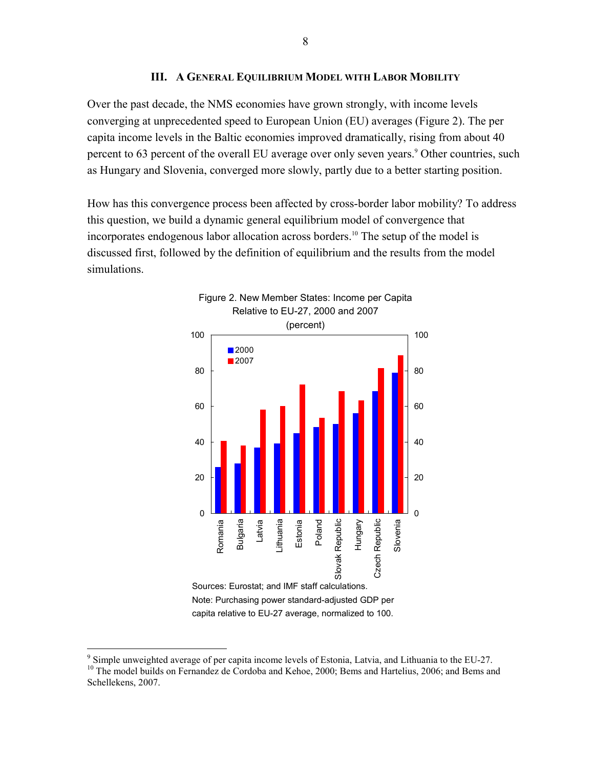## III. A General Equilibrium Model with Labor Mobility

Over the past decade, the NMS economies have grown strongly, with income levels converging at unprecedented speed to European Union (EU) averages (Figure 2). The per capita income levels in the Baltic economies improved dramatically, rising from about 40 percent to 63 percent of the overall EU average over only seven years.[9] Other countries, such as Hungary and Slovenia, converged more slowly, partly due to a better starting position.

How has this convergence process been affected by cross-border labor mobility? To address this question, we build a dynamic general equilibrium model of convergence that incorporates endogenous labor allocation across borders.[10] The setup of the model is discussed first, followed by the definition of equilibrium and the results from the model simulations.

Figure 2. New Member States: Income per Capita Relative to EU-27, 2000 and 2007 (percent)

Sources: Eurostat; and IMF staff calculations.

Note: Purchasing power standard-adjusted GDP per capita relative to EU-27 average, normalized to 100.

---

[9] Simple unweighted average of per capita income levels of Estonia, Latvia, and Lithuania to the EU-27.

[10] The model builds on Fernandez de Cordoba and Kehoe, 2000; Bems and Hartelius, 2006; and Bems and Schellekens, 2007.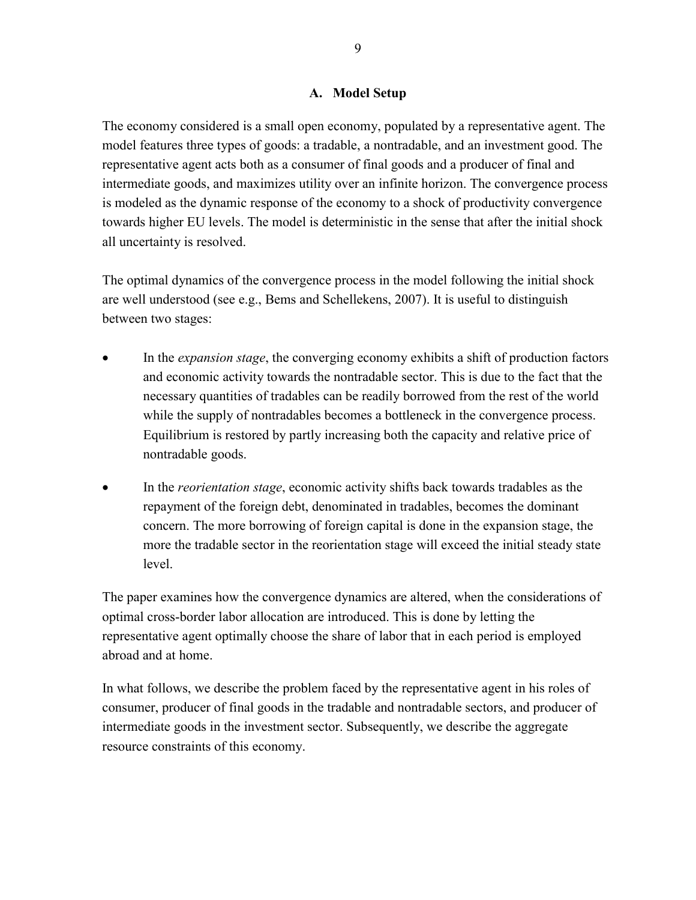## A. Model Setup

The economy considered is a small open economy, populated by a representative agent. The model features three types of goods: a tradable, a nontradable, and an investment good. The representative agent acts both as a consumer of final goods and a producer of final and intermediate goods, and maximizes utility over an infinite horizon. The convergence process is modeled as the dynamic response of the economy to a shock of productivity convergence towards higher EU levels. The model is deterministic in the sense that after the initial shock all uncertainty is resolved.

The optimal dynamics of the convergence process in the model following the initial shock are well understood (see e.g., Bems and Schellekens, 2007). It is useful to distinguish between two stages:

- In the *expansion stage*, the converging economy exhibits a shift of production factors and economic activity towards the nontradable sector. This is due to the fact that the necessary quantities of tradables can be readily borrowed from the rest of the world while the supply of nontradables becomes a bottleneck in the convergence process. Equilibrium is restored by partly increasing both the capacity and relative price of nontradable goods.
- In the *reorientation stage*, economic activity shifts back towards tradables as the repayment of the foreign debt, denominated in tradables, becomes the dominant concern. The more borrowing of foreign capital is done in the expansion stage, the more the tradable sector in the reorientation stage will exceed the initial steady state level.

The paper examines how the convergence dynamics are altered, when the considerations of optimal cross-border labor allocation are introduced. This is done by letting the representative agent optimally choose the share of labor that in each period is employed abroad and at home.

In what follows, we describe the problem faced by the representative agent in his roles of consumer, producer of final goods in the tradable and nontradable sectors, and producer of intermediate goods in the investment sector. Subsequently, we describe the aggregate resource constraints of this economy.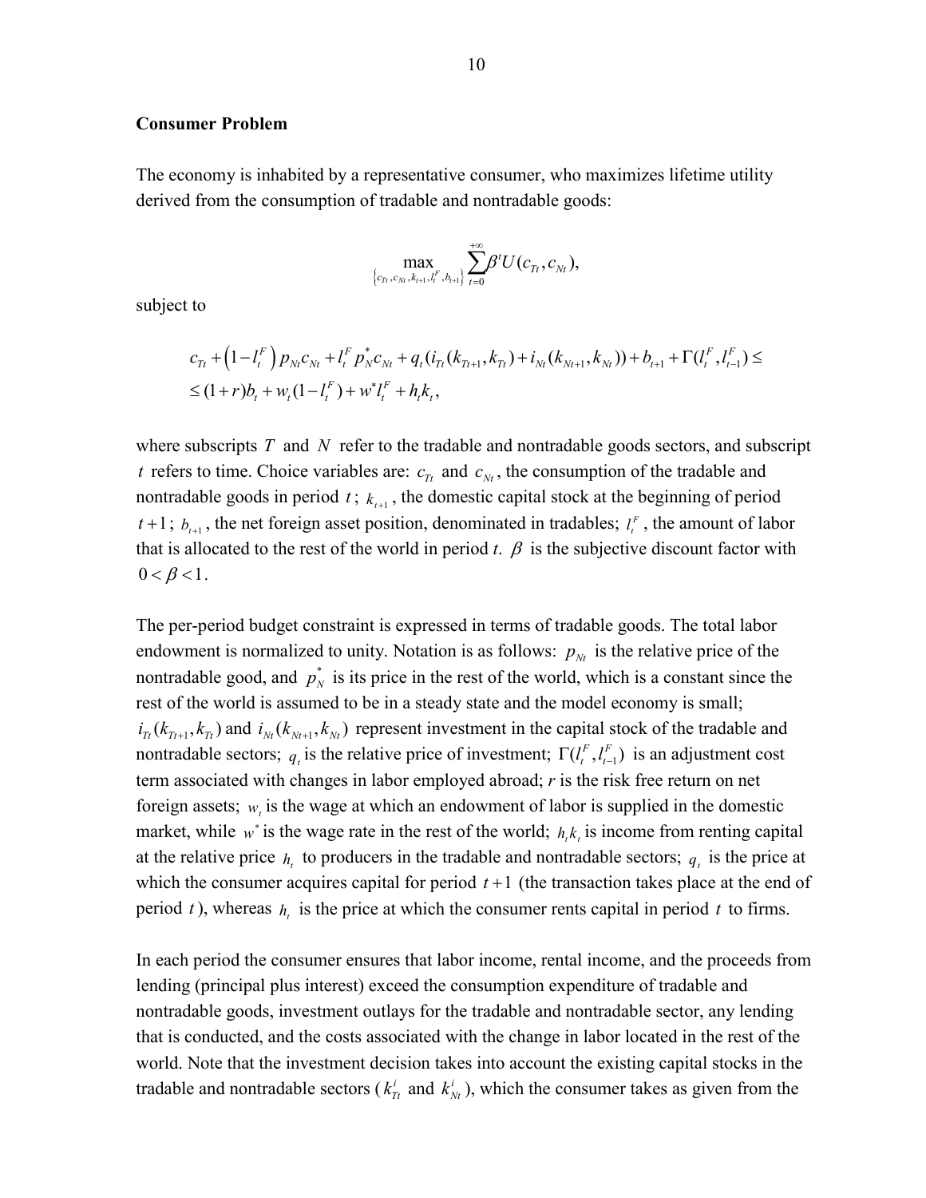### Consumer Problem

The economy is inhabited by a representative consumer, who maximizes lifetime utility derived from the consumption of tradable and nontradable goods:

$$\max_{\left\{c_{Tt}, c_{Nt}, k_{t+1}, l_t^F, b_{t+1}\right\}} \sum_{t=0}^{+\infty} \beta^t U(c_{Tt}, c_{Nt}),$$

subject to

$$\begin{aligned} & c_{Tt} + \left(1 - l_t^F\right) p_{Nt} c_{Nt} + l_t^F p_N^* c_{Nt} + q_t (i_{Tt}(k_{Tt+1}, k_{Tt}) + i_{Nt}(k_{Nt+1}, k_{Nt})) + b_{t+1} + \Gamma(l_t^F, l_{t-1}^F) \leq \\ & \leq (1+r) b_t + w_t (1 - l_t^F) + w^* l_t^F + h_t k_t, \end{aligned}$$

where subscripts $T$ and $N$ refer to the tradable and nontradable goods sectors, and subscript $t$ refers to time. Choice variables are: $c_{Tt}$ and $c_{Nt}$, the consumption of the tradable and nontradable goods in period $t$; $k_{t+1}$, the domestic capital stock at the beginning of period $t+1$; $b_{t+1}$, the net foreign asset position, denominated in tradables; $l_t^F$, the amount of labor that is allocated to the rest of the world in period $t$. $\beta$ is the subjective discount factor with $0 < \beta < 1$.

The per-period budget constraint is expressed in terms of tradable goods. The total labor endowment is normalized to unity. Notation is as follows: $p_{Nt}$ is the relative price of the nontradable good, and $p_N^*$ is its price in the rest of the world, which is a constant since the rest of the world is assumed to be in a steady state and the model economy is small; $i_{Tt}(k_{Tt+1}, k_{Tt})$ and $i_{Nt}(k_{Nt+1}, k_{Nt})$ represent investment in the capital stock of the tradable and nontradable sectors; $q_t$ is the relative price of investment; $\Gamma(l_t^F, l_{t-1}^F)$ is an adjustment cost term associated with changes in labor employed abroad; $r$ is the risk free return on net foreign assets; $w_t$ is the wage at which an endowment of labor is supplied in the domestic market, while $w^*$ is the wage rate in the rest of the world; $h_t k_t$ is income from renting capital at the relative price $h_t$ to producers in the tradable and nontradable sectors; $q_t$ is the price at which the consumer acquires capital for period $t+1$ (the transaction takes place at the end of period $t$), whereas $h_t$ is the price at which the consumer rents capital in period $t$ to firms.

In each period the consumer ensures that labor income, rental income, and the proceeds from lending (principal plus interest) exceed the consumption expenditure of tradable and nontradable goods, investment outlays for the tradable and nontradable sector, any lending that is conducted, and the costs associated with the change in labor located in the rest of the world. Note that the investment decision takes into account the existing capital stocks in the tradable and nontradable sectors ($k_{Tt}^i$ and $k_{Nt}^i$), which the consumer takes as given from the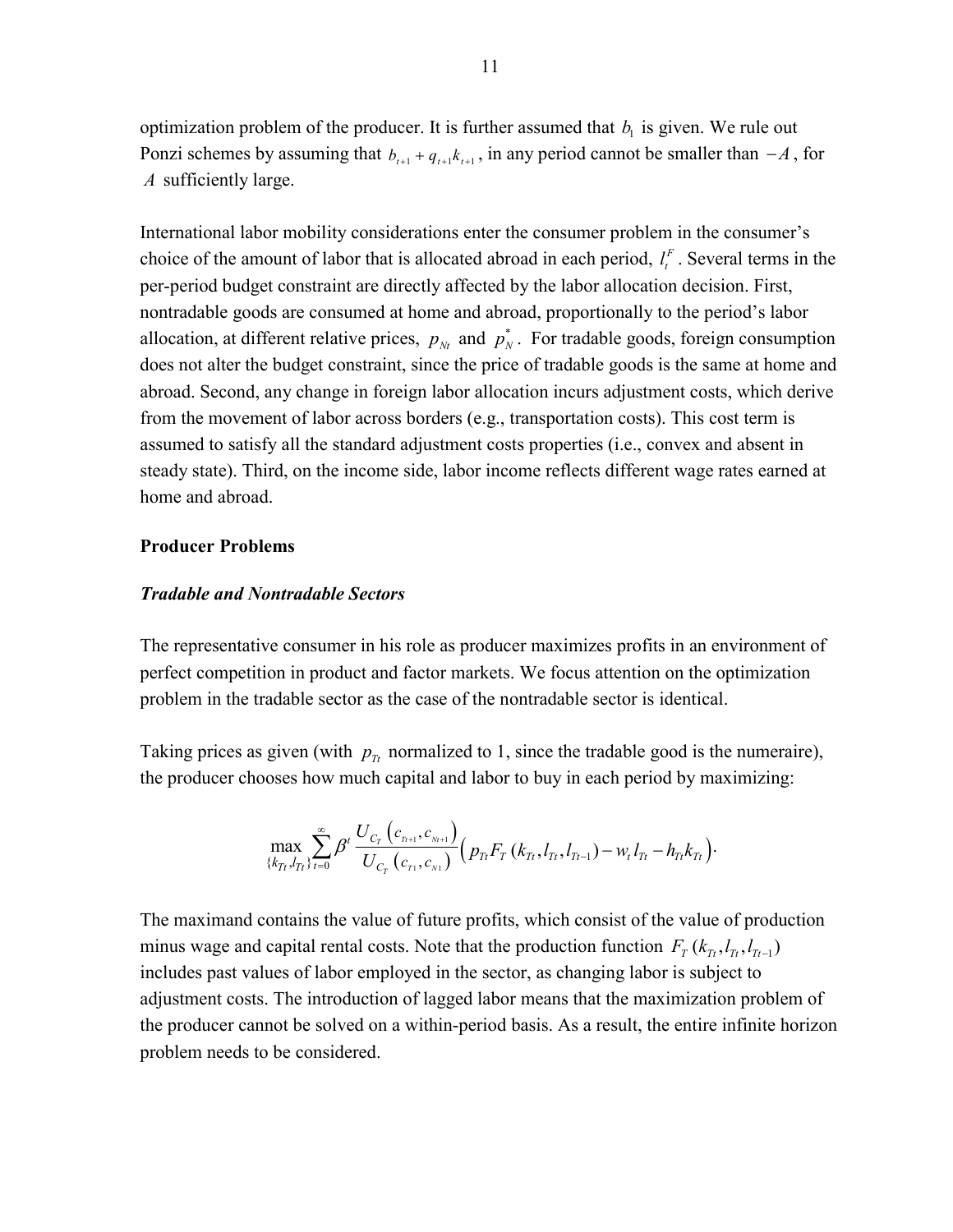optimization problem of the producer. It is further assumed that $b_1$ is given. We rule out Ponzi schemes by assuming that $b_{t+1} + q_{t+1}k_{t+1}$, in any period cannot be smaller than $-A$, for $A$ sufficiently large.

International labor mobility considerations enter the consumer problem in the consumer's choice of the amount of labor that is allocated abroad in each period, $l_t^F$. Several terms in the per-period budget constraint are directly affected by the labor allocation decision. First, nontradable goods are consumed at home and abroad, proportionally to the period's labor allocation, at different relative prices, $p_{Nt}$ and $p_N^*$. For tradable goods, foreign consumption does not alter the budget constraint, since the price of tradable goods is the same at home and abroad. Second, any change in foreign labor allocation incurs adjustment costs, which derive from the movement of labor across borders (e.g., transportation costs). This cost term is assumed to satisfy all the standard adjustment costs properties (i.e., convex and absent in steady state). Third, on the income side, labor income reflects different wage rates earned at home and abroad.

**Producer Problems**

***Tradable and Nontradable Sectors***

The representative consumer in his role as producer maximizes profits in an environment of perfect competition in product and factor markets. We focus attention on the optimization problem in the tradable sector as the case of the nontradable sector is identical.

Taking prices as given (with $p_{Tt}$ normalized to 1, since the tradable good is the numeraire), the producer chooses how much capital and labor to buy in each period by maximizing:

$$\max_{\{k_{Tt}, l_{Tt}\}} \sum_{t=0}^{\infty} \beta^t \frac{U_{C_T}\left(c_{Tt+1}, c_{Nt+1}\right)}{U_{C_T}\left(c_{T1}, c_{N1}\right)} \left( p_{Tt} F_T\left(k_{Tt}, l_{Tt}, l_{Tt-1}\right) - w_t l_{Tt} - h_{Tt} k_{Tt} \right).$$

The maximand contains the value of future profits, which consist of the value of production minus wage and capital rental costs. Note that the production function $F_T\left(k_{Tt}, l_{Tt}, l_{Tt-1}\right)$ includes past values of labor employed in the sector, as changing labor is subject to adjustment costs. The introduction of lagged labor means that the maximization problem of the producer cannot be solved on a within-period basis. As a result, the entire infinite horizon problem needs to be considered.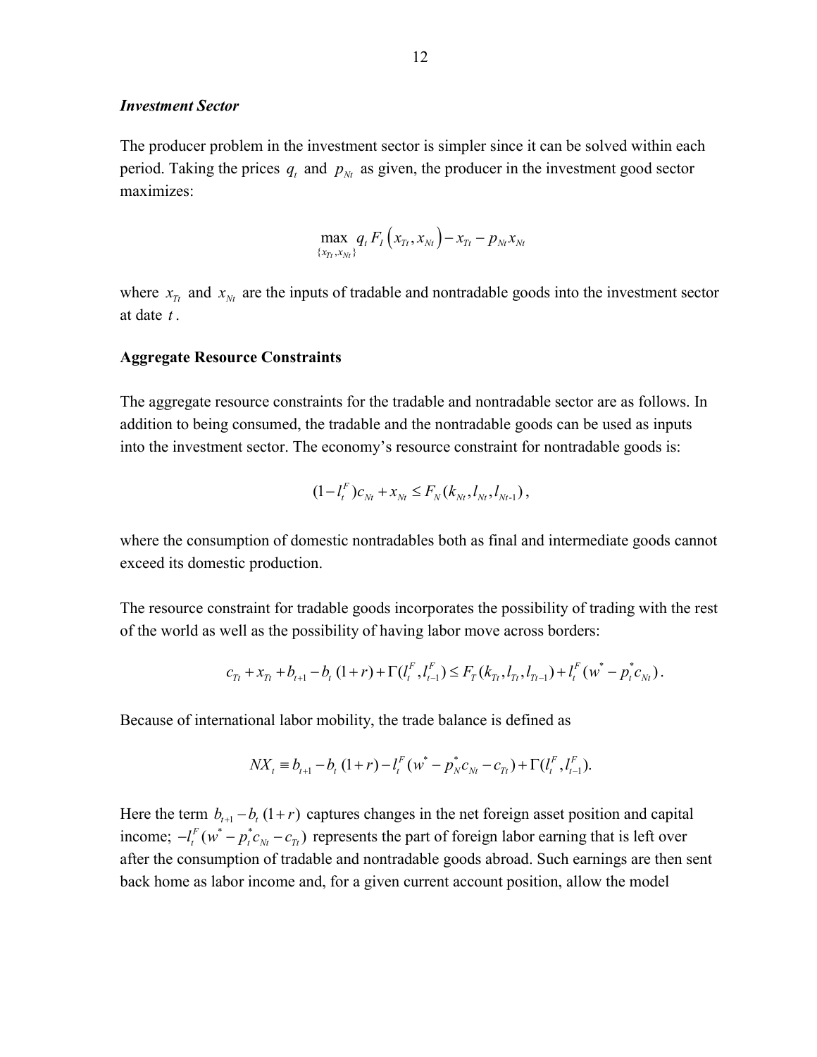***Investment Sector***

The producer problem in the investment sector is simpler since it can be solved within each period. Taking the prices $q_t$ and $p_{Nt}$ as given, the producer in the investment good sector maximizes:

$$\max_{\{x_{Tt}, x_{Nt}\}} q_t F_I\left(x_{Tt}, x_{Nt}\right) - x_{Tt} - p_{Nt} x_{Nt}$$

where $x_{Tt}$ and $x_{Nt}$ are the inputs of tradable and nontradable goods into the investment sector at date $t$.

**Aggregate Resource Constraints**

The aggregate resource constraints for the tradable and nontradable sector are as follows. In addition to being consumed, the tradable and the nontradable goods can be used as inputs into the investment sector. The economy's resource constraint for nontradable goods is:

$$(1 - l_t^F) c_{Nt} + x_{Nt} \leq F_N(k_{Nt}, l_{Nt}, l_{Nt\text{-}1}),$$

where the consumption of domestic nontradables both as final and intermediate goods cannot exceed its domestic production.

The resource constraint for tradable goods incorporates the possibility of trading with the rest of the world as well as the possibility of having labor move across borders:

$$c_{Tt} + x_{Tt} + b_{t+1} - b_t\,(1+r) + \Gamma(l_t^F, l_{t-1}^F) \leq F_T(k_{Tt}, l_{Tt}, l_{Tt-1}) + l_t^F(w^* - p_t^* c_{Nt}).$$

Because of international labor mobility, the trade balance is defined as

$$NX_t \equiv b_{t+1} - b_t\,(1+r) - l_t^F(w^* - p_N^* c_{Nt} - c_{Tt}) + \Gamma(l_t^F, l_{t-1}^F).$$

Here the term $b_{t+1} - b_t\,(1+r)$ captures changes in the net foreign asset position and capital income; $-l_t^F(w^* - p_t^* c_{Nt} - c_{Tt})$ represents the part of foreign labor earning that is left over after the consumption of tradable and nontradable goods abroad. Such earnings are then sent back home as labor income and, for a given current account position, allow the model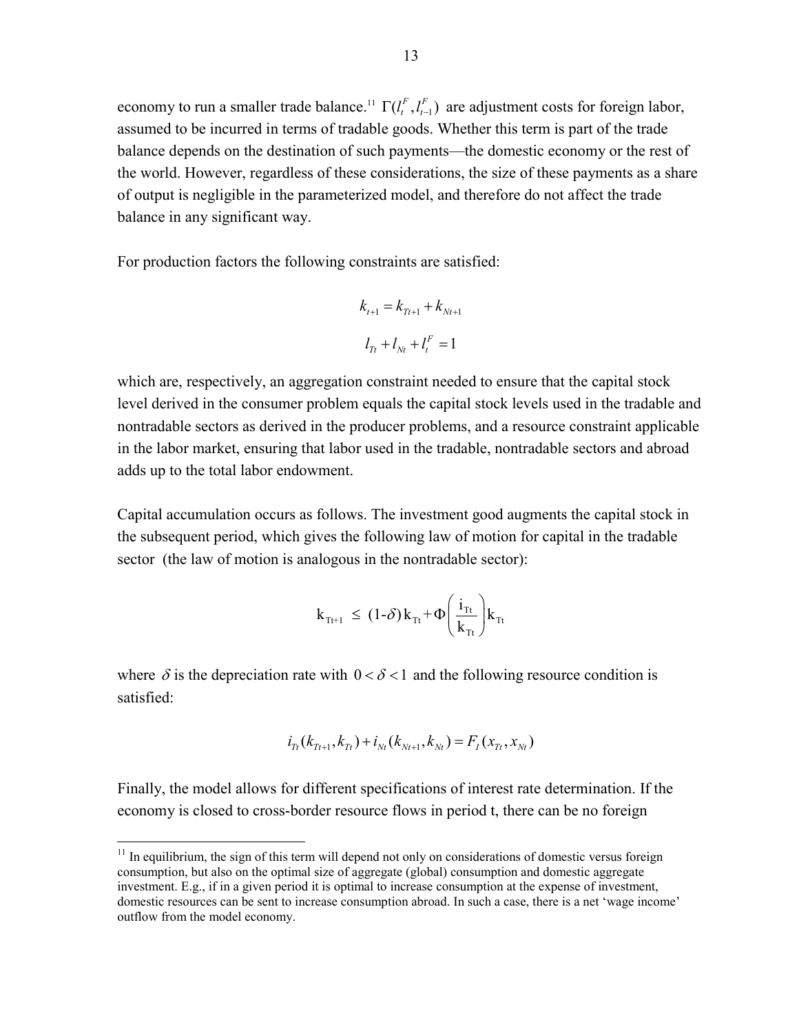economy to run a smaller trade balance.[11] $\Gamma(l_t^F, l_{t-1}^F)$ are adjustment costs for foreign labor, assumed to be incurred in terms of tradable goods. Whether this term is part of the trade balance depends on the destination of such payments—the domestic economy or the rest of the world. However, regardless of these considerations, the size of these payments as a share of output is negligible in the parameterized model, and therefore do not affect the trade balance in any significant way.

For production factors the following constraints are satisfied:

$$k_{t+1} = k_{Tt+1} + k_{Nt+1}$$

$$l_{Tt} + l_{Nt} + l_t^F = 1$$

which are, respectively, an aggregation constraint needed to ensure that the capital stock level derived in the consumer problem equals the capital stock levels used in the tradable and nontradable sectors as derived in the producer problems, and a resource constraint applicable in the labor market, ensuring that labor used in the tradable, nontradable sectors and abroad adds up to the total labor endowment.

Capital accumulation occurs as follows. The investment good augments the capital stock in the subsequent period, which gives the following law of motion for capital in the tradable sector (the law of motion is analogous in the nontradable sector):

$$k_{Tt+1} \leq (1-\delta)k_{Tt} + \Phi\left(\frac{i_{Tt}}{k_{Tt}}\right)k_{Tt}$$

where $\delta$ is the depreciation rate with $0 < \delta < 1$ and the following resource condition is satisfied:

$$i_{Tt}(k_{Tt+1}, k_{Tt}) + i_{Nt}(k_{Nt+1}, k_{Nt}) = F_I(x_{Tt}, x_{Nt})$$

Finally, the model allows for different specifications of interest rate determination. If the economy is closed to cross-border resource flows in period t, there can be no foreign

[11] In equilibrium, the sign of this term will depend not only on considerations of domestic versus foreign consumption, but also on the optimal size of aggregate (global) consumption and domestic aggregate investment. E.g., if in a given period it is optimal to increase consumption at the expense of investment, domestic resources can be sent to increase consumption abroad. In such a case, there is a net 'wage income' outflow from the model economy.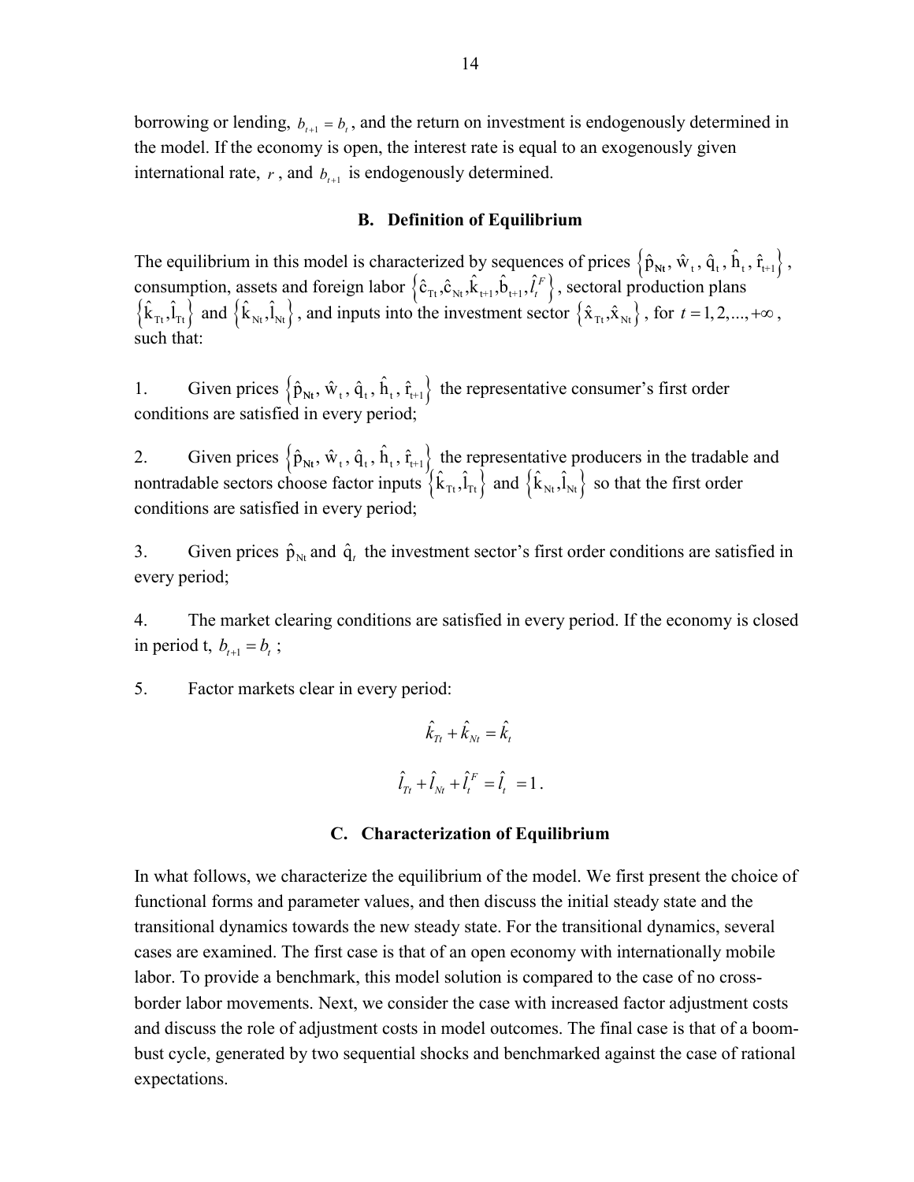borrowing or lending, $b_{t+1} = b_t$, and the return on investment is endogenously determined in the model. If the economy is open, the interest rate is equal to an exogenously given international rate, $r$, and $b_{t+1}$ is endogenously determined.

### B. Definition of Equilibrium

The equilibrium in this model is characterized by sequences of prices $\left\{\hat{p}_{Nt}, \hat{w}_t, \hat{q}_t, \hat{h}_t, \hat{r}_{t+1}\right\}$, consumption, assets and foreign labor $\left\{\hat{c}_{Tt}, \hat{c}_{Nt}, \hat{k}_{t+1}, \hat{b}_{t+1}, \hat{l}_t^F\right\}$, sectoral production plans $\left\{\hat{k}_{Tt}, \hat{l}_{Tt}\right\}$ and $\left\{\hat{k}_{Nt}, \hat{l}_{Nt}\right\}$, and inputs into the investment sector $\left\{\hat{x}_{Tt}, \hat{x}_{Nt}\right\}$, for $t = 1, 2, ..., +\infty$, such that:

1. Given prices $\left\{\hat{p}_{Nt}, \hat{w}_t, \hat{q}_t, \hat{h}_t, \hat{r}_{t+1}\right\}$ the representative consumer's first order conditions are satisfied in every period;

2. Given prices $\left\{\hat{p}_{Nt}, \hat{w}_t, \hat{q}_t, \hat{h}_t, \hat{r}_{t+1}\right\}$ the representative producers in the tradable and nontradable sectors choose factor inputs $\left\{\hat{k}_{Tt}, \hat{l}_{Tt}\right\}$ and $\left\{\hat{k}_{Nt}, \hat{l}_{Nt}\right\}$ so that the first order conditions are satisfied in every period;

3. Given prices $\hat{p}_{Nt}$ and $\hat{q}_t$ the investment sector's first order conditions are satisfied in every period;

4. The market clearing conditions are satisfied in every period. If the economy is closed in period t, $b_{t+1} = b_t$;

5. Factor markets clear in every period:

$$\hat{k}_{Tt} + \hat{k}_{Nt} = \hat{k}_t$$

$$\hat{l}_{Tt} + \hat{l}_{Nt} + \hat{l}_t^F = \hat{l}_t = 1.$$

### C. Characterization of Equilibrium

In what follows, we characterize the equilibrium of the model. We first present the choice of functional forms and parameter values, and then discuss the initial steady state and the transitional dynamics towards the new steady state. For the transitional dynamics, several cases are examined. The first case is that of an open economy with internationally mobile labor. To provide a benchmark, this model solution is compared to the case of no cross-border labor movements. Next, we consider the case with increased factor adjustment costs and discuss the role of adjustment costs in model outcomes. The final case is that of a boom-bust cycle, generated by two sequential shocks and benchmarked against the case of rational expectations.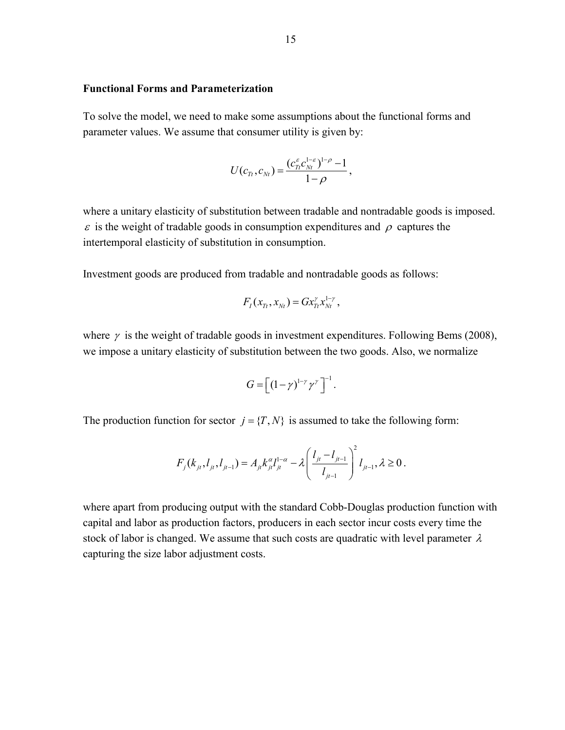**Functional Forms and Parameterization**

To solve the model, we need to make some assumptions about the functional forms and parameter values. We assume that consumer utility is given by:

$$U(c_{Tt}, c_{Nt}) = \frac{(c_{Tt}^{\varepsilon} c_{Nt}^{1-\varepsilon})^{1-\rho} - 1}{1-\rho},$$

where a unitary elasticity of substitution between tradable and nontradable goods is imposed. $\varepsilon$ is the weight of tradable goods in consumption expenditures and $\rho$ captures the intertemporal elasticity of substitution in consumption.

Investment goods are produced from tradable and nontradable goods as follows:

$$F_I(x_{Tt}, x_{Nt}) = G x_{Tt}^{\gamma} x_{Nt}^{1-\gamma},$$

where $\gamma$ is the weight of tradable goods in investment expenditures. Following Bems (2008), we impose a unitary elasticity of substitution between the two goods. Also, we normalize

$$G = \left[ (1-\gamma)^{1-\gamma} \gamma^{\gamma} \right]^{-1}.$$

The production function for sector $j = \{T, N\}$ is assumed to take the following form:

$$F_j(k_{jt}, l_{jt}, l_{jt-1}) = A_{jt} k_{jt}^{\alpha} l_{jt}^{1-\alpha} - \lambda \left( \frac{l_{jt} - l_{jt-1}}{l_{jt-1}} \right)^2 l_{jt-1}, \lambda \geq 0.$$

where apart from producing output with the standard Cobb-Douglas production function with capital and labor as production factors, producers in each sector incur costs every time the stock of labor is changed. We assume that such costs are quadratic with level parameter $\lambda$ capturing the size labor adjustment costs.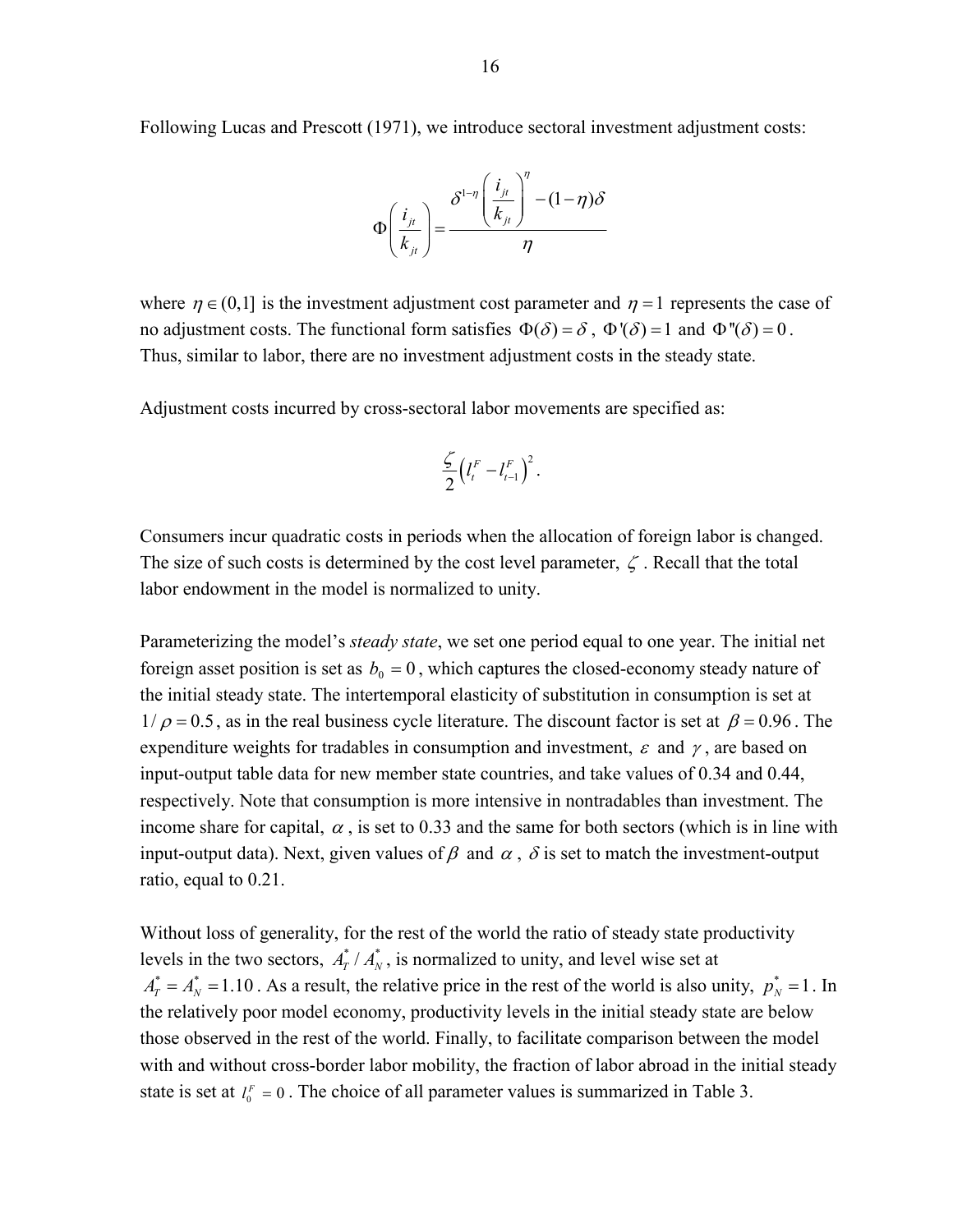Following Lucas and Prescott (1971), we introduce sectoral investment adjustment costs:

$$\Phi\left(\frac{i_{jt}}{k_{jt}}\right) = \frac{\delta^{1-\eta}\left(\frac{i_{jt}}{k_{jt}}\right)^{\eta} - (1-\eta)\delta}{\eta}$$

where $\eta \in (0,1]$ is the investment adjustment cost parameter and $\eta = 1$ represents the case of no adjustment costs. The functional form satisfies $\Phi(\delta) = \delta$, $\Phi'(\delta) = 1$ and $\Phi''(\delta) = 0$. Thus, similar to labor, there are no investment adjustment costs in the steady state.

Adjustment costs incurred by cross-sectoral labor movements are specified as:

$$\frac{\zeta}{2}\left(l_t^F - l_{t-1}^F\right)^2.$$

Consumers incur quadratic costs in periods when the allocation of foreign labor is changed. The size of such costs is determined by the cost level parameter, $\zeta$. Recall that the total labor endowment in the model is normalized to unity.

Parameterizing the model's *steady state*, we set one period equal to one year. The initial net foreign asset position is set as $b_0 = 0$, which captures the closed-economy steady nature of the initial steady state. The intertemporal elasticity of substitution in consumption is set at $1/\rho = 0.5$, as in the real business cycle literature. The discount factor is set at $\beta = 0.96$. The expenditure weights for tradables in consumption and investment, $\varepsilon$ and $\gamma$, are based on input-output table data for new member state countries, and take values of 0.34 and 0.44, respectively. Note that consumption is more intensive in nontradables than investment. The income share for capital, $\alpha$, is set to 0.33 and the same for both sectors (which is in line with input-output data). Next, given values of $\beta$ and $\alpha$, $\delta$ is set to match the investment-output ratio, equal to 0.21.

Without loss of generality, for the rest of the world the ratio of steady state productivity levels in the two sectors, $A_T^* / A_N^*$, is normalized to unity, and level wise set at $A_T^* = A_N^* = 1.10$. As a result, the relative price in the rest of the world is also unity, $p_N^* = 1$. In the relatively poor model economy, productivity levels in the initial steady state are below those observed in the rest of the world. Finally, to facilitate comparison between the model with and without cross-border labor mobility, the fraction of labor abroad in the initial steady state is set at $l_0^F = 0$. The choice of all parameter values is summarized in Table 3.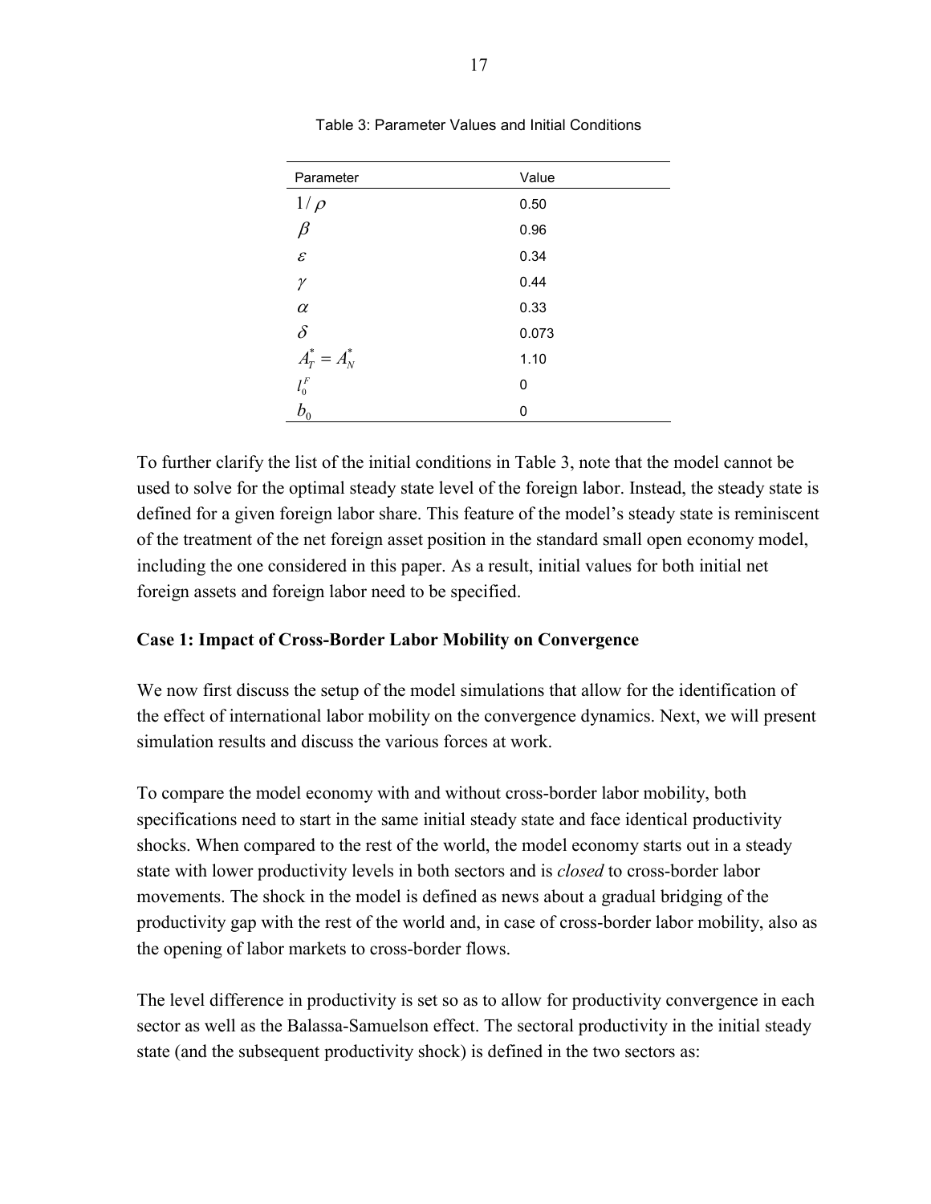Table 3: Parameter Values and Initial Conditions

| Parameter | Value |
| --- | --- |
| $1/\rho$ | 0.50 |
| $\beta$ | 0.96 |
| $\varepsilon$ | 0.34 |
| $\gamma$ | 0.44 |
| $\alpha$ | 0.33 |
| $\delta$ | 0.073 |
| $A_T^* = A_N^*$ | 1.10 |
| $l_0^F$ | 0 |
| $b_0$ | 0 |

To further clarify the list of the initial conditions in Table 3, note that the model cannot be used to solve for the optimal steady state level of the foreign labor. Instead, the steady state is defined for a given foreign labor share. This feature of the model's steady state is reminiscent of the treatment of the net foreign asset position in the standard small open economy model, including the one considered in this paper. As a result, initial values for both initial net foreign assets and foreign labor need to be specified.

**Case 1: Impact of Cross-Border Labor Mobility on Convergence**

We now first discuss the setup of the model simulations that allow for the identification of the effect of international labor mobility on the convergence dynamics. Next, we will present simulation results and discuss the various forces at work.

To compare the model economy with and without cross-border labor mobility, both specifications need to start in the same initial steady state and face identical productivity shocks. When compared to the rest of the world, the model economy starts out in a steady state with lower productivity levels in both sectors and is *closed* to cross-border labor movements. The shock in the model is defined as news about a gradual bridging of the productivity gap with the rest of the world and, in case of cross-border labor mobility, also as the opening of labor markets to cross-border flows.

The level difference in productivity is set so as to allow for productivity convergence in each sector as well as the Balassa-Samuelson effect. The sectoral productivity in the initial steady state (and the subsequent productivity shock) is defined in the two sectors as: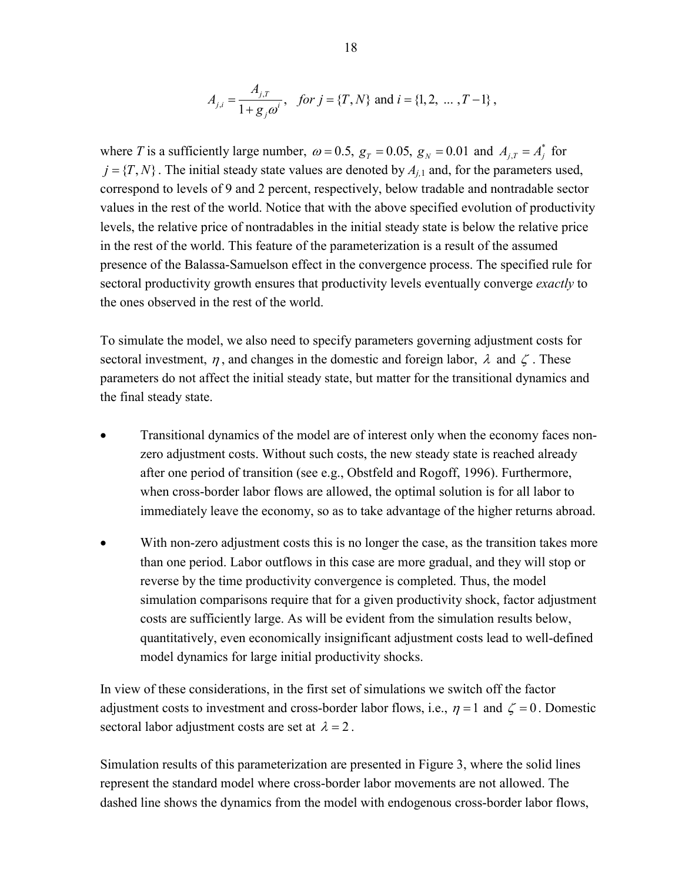$$A_{j,i} = \frac{A_{j,T}}{1 + g_j \omega^i}, \quad for\ j = \{T, N\} \text{ and } i = \{1, 2, \ \dots \ , T-1\},$$

where $T$ is a sufficiently large number, $\omega = 0.5$, $g_T = 0.05$, $g_N = 0.01$ and $A_{j,T} = A_j^*$ for $j = \{T, N\}$. The initial steady state values are denoted by $A_{j,1}$ and, for the parameters used, correspond to levels of 9 and 2 percent, respectively, below tradable and nontradable sector values in the rest of the world. Notice that with the above specified evolution of productivity levels, the relative price of nontradables in the initial steady state is below the relative price in the rest of the world. This feature of the parameterization is a result of the assumed presence of the Balassa-Samuelson effect in the convergence process. The specified rule for sectoral productivity growth ensures that productivity levels eventually converge *exactly* to the ones observed in the rest of the world.

To simulate the model, we also need to specify parameters governing adjustment costs for sectoral investment, $\eta$, and changes in the domestic and foreign labor, $\lambda$ and $\zeta$. These parameters do not affect the initial steady state, but matter for the transitional dynamics and the final steady state.

- Transitional dynamics of the model are of interest only when the economy faces non-zero adjustment costs. Without such costs, the new steady state is reached already after one period of transition (see e.g., Obstfeld and Rogoff, 1996). Furthermore, when cross-border labor flows are allowed, the optimal solution is for all labor to immediately leave the economy, so as to take advantage of the higher returns abroad.
- With non-zero adjustment costs this is no longer the case, as the transition takes more than one period. Labor outflows in this case are more gradual, and they will stop or reverse by the time productivity convergence is completed. Thus, the model simulation comparisons require that for a given productivity shock, factor adjustment costs are sufficiently large. As will be evident from the simulation results below, quantitatively, even economically insignificant adjustment costs lead to well-defined model dynamics for large initial productivity shocks.

In view of these considerations, in the first set of simulations we switch off the factor adjustment costs to investment and cross-border labor flows, i.e., $\eta = 1$ and $\zeta = 0$. Domestic sectoral labor adjustment costs are set at $\lambda = 2$.

Simulation results of this parameterization are presented in Figure 3, where the solid lines represent the standard model where cross-border labor movements are not allowed. The dashed line shows the dynamics from the model with endogenous cross-border labor flows,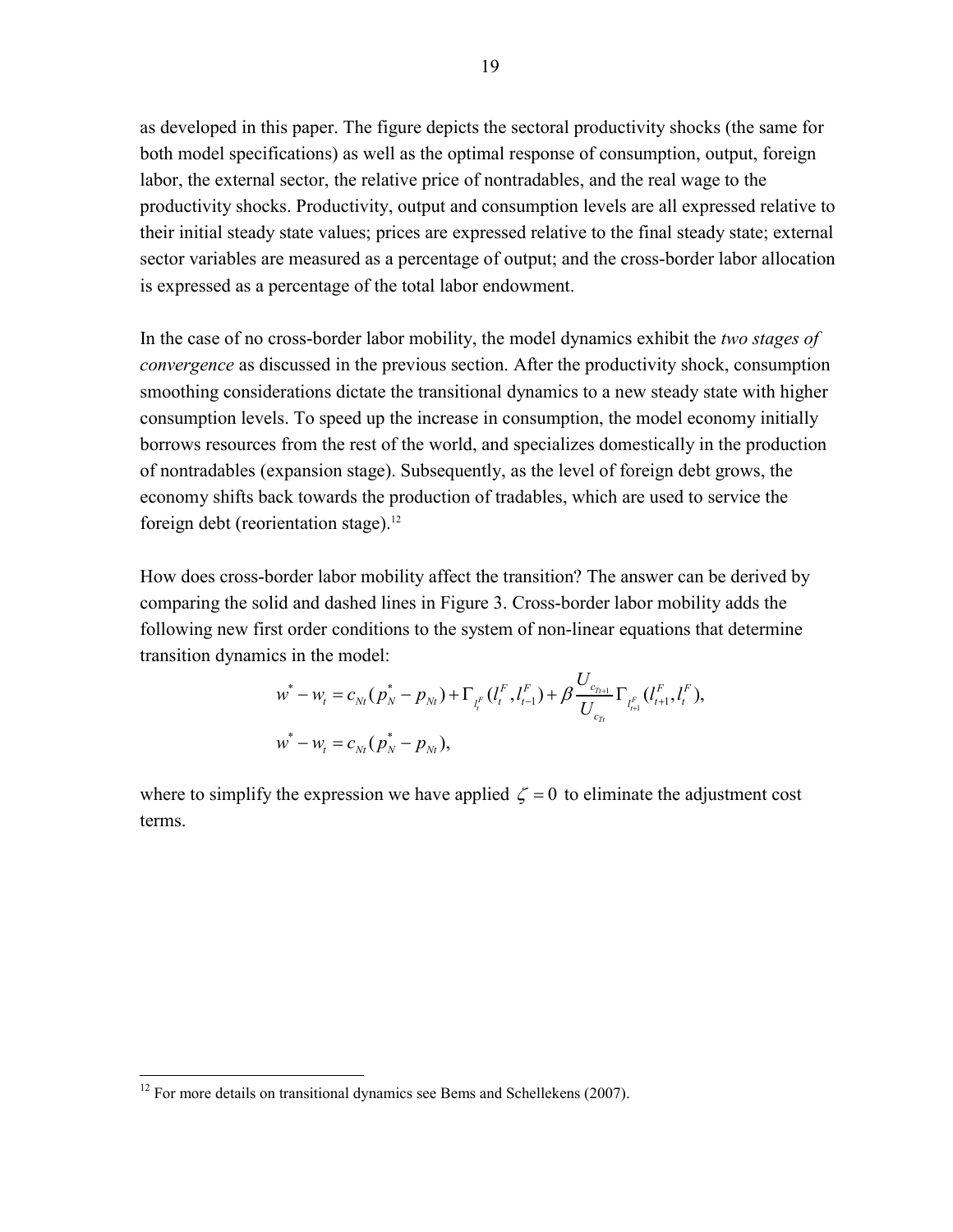as developed in this paper. The figure depicts the sectoral productivity shocks (the same for both model specifications) as well as the optimal response of consumption, output, foreign labor, the external sector, the relative price of nontradables, and the real wage to the productivity shocks. Productivity, output and consumption levels are all expressed relative to their initial steady state values; prices are expressed relative to the final steady state; external sector variables are measured as a percentage of output; and the cross-border labor allocation is expressed as a percentage of the total labor endowment.

In the case of no cross-border labor mobility, the model dynamics exhibit the *two stages of convergence* as discussed in the previous section. After the productivity shock, consumption smoothing considerations dictate the transitional dynamics to a new steady state with higher consumption levels. To speed up the increase in consumption, the model economy initially borrows resources from the rest of the world, and specializes domestically in the production of nontradables (expansion stage). Subsequently, as the level of foreign debt grows, the economy shifts back towards the production of tradables, which are used to service the foreign debt (reorientation stage).[12]

How does cross-border labor mobility affect the transition? The answer can be derived by comparing the solid and dashed lines in Figure 3. Cross-border labor mobility adds the following new first order conditions to the system of non-linear equations that determine transition dynamics in the model:

$$w^* - w_t = c_{Nt}(p_N^* - p_{Nt}) + \Gamma_{l_t^F}(l_t^F, l_{t-1}^F) + \beta \frac{U_{c_{Tt+1}}}{U_{c_{Tt}}} \Gamma_{l_{t+1}^F}(l_{t+1}^F, l_t^F),$$

$$w^* - w_t = c_{Nt}(p_N^* - p_{Nt}),$$

where to simplify the expression we have applied $\zeta = 0$ to eliminate the adjustment cost terms.

[12] For more details on transitional dynamics see Bems and Schellekens (2007).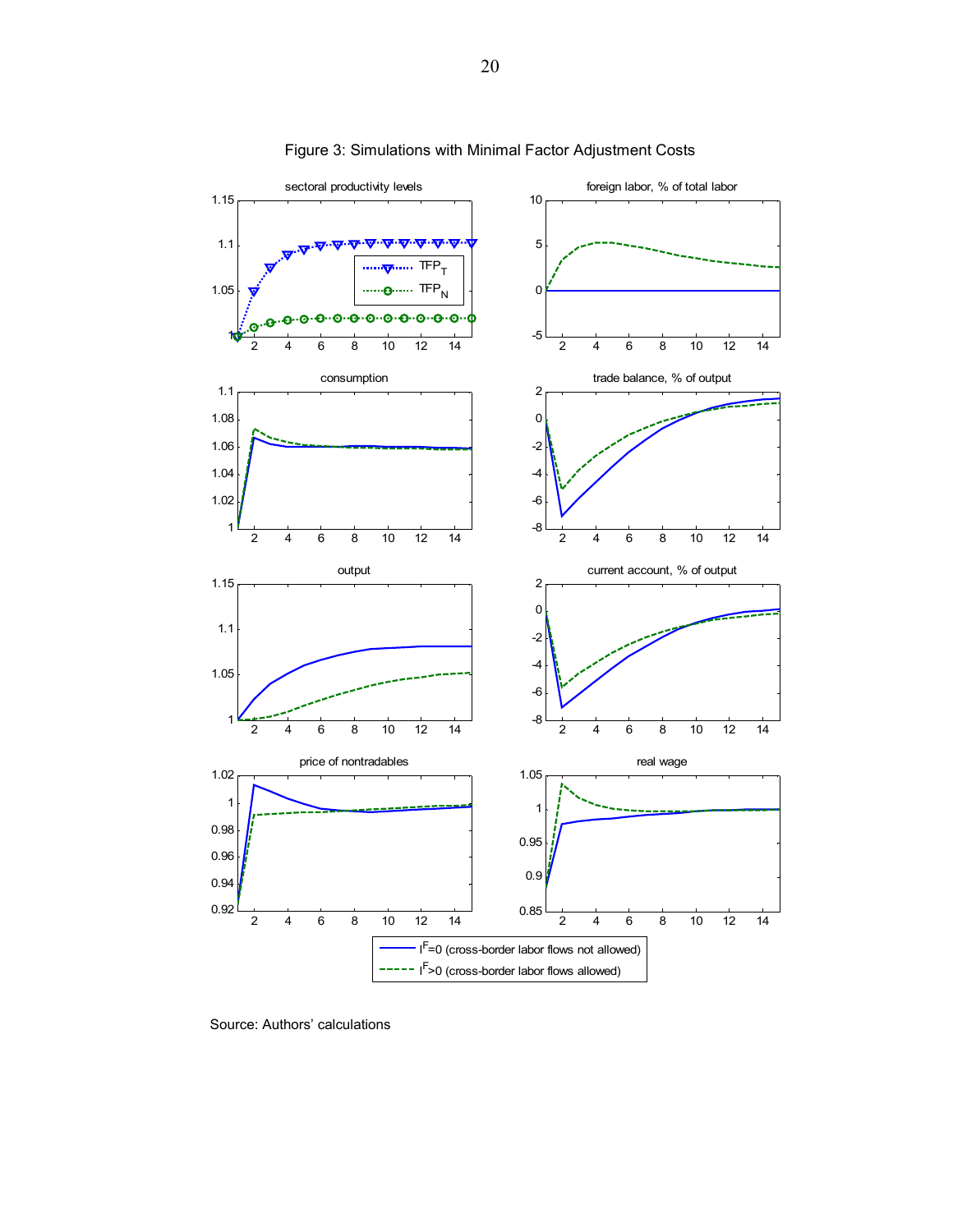Figure 3: Simulations with Minimal Factor Adjustment Costs

Source: Authors' calculations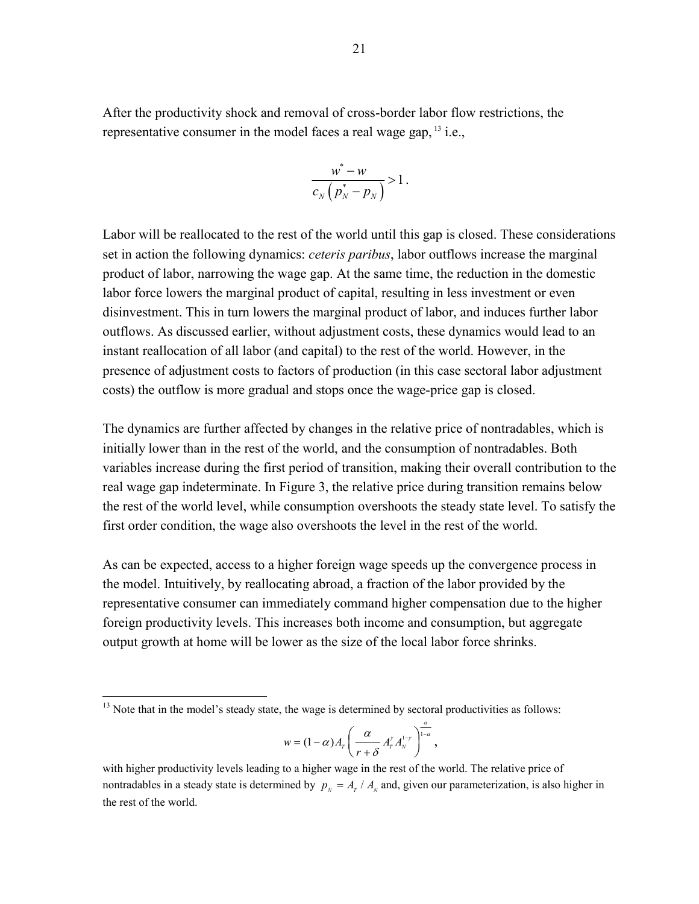After the productivity shock and removal of cross-border labor flow restrictions, the representative consumer in the model faces a real wage gap,[13] i.e.,

$$\frac{w^* - w}{c_N \left( p_N^* - p_N \right)} > 1 .$$

Labor will be reallocated to the rest of the world until this gap is closed. These considerations set in action the following dynamics: *ceteris paribus*, labor outflows increase the marginal product of labor, narrowing the wage gap. At the same time, the reduction in the domestic labor force lowers the marginal product of capital, resulting in less investment or even disinvestment. This in turn lowers the marginal product of labor, and induces further labor outflows. As discussed earlier, without adjustment costs, these dynamics would lead to an instant reallocation of all labor (and capital) to the rest of the world. However, in the presence of adjustment costs to factors of production (in this case sectoral labor adjustment costs) the outflow is more gradual and stops once the wage-price gap is closed.

The dynamics are further affected by changes in the relative price of nontradables, which is initially lower than in the rest of the world, and the consumption of nontradables. Both variables increase during the first period of transition, making their overall contribution to the real wage gap indeterminate. In Figure 3, the relative price during transition remains below the rest of the world level, while consumption overshoots the steady state level. To satisfy the first order condition, the wage also overshoots the level in the rest of the world.

As can be expected, access to a higher foreign wage speeds up the convergence process in the model. Intuitively, by reallocating abroad, a fraction of the labor provided by the representative consumer can immediately command higher compensation due to the higher foreign productivity levels. This increases both income and consumption, but aggregate output growth at home will be lower as the size of the local labor force shrinks.

---

[13] Note that in the model's steady state, the wage is determined by sectoral productivities as follows:

$$w = (1-\alpha) A_T \left( \frac{\alpha}{r+\delta} A_T^{\gamma} A_N^{1-\gamma} \right)^{\frac{\alpha}{1-\alpha}},$$

with higher productivity levels leading to a higher wage in the rest of the world. The relative price of nontradables in a steady state is determined by $p_N = A_T / A_N$ and, given our parameterization, is also higher in the rest of the world.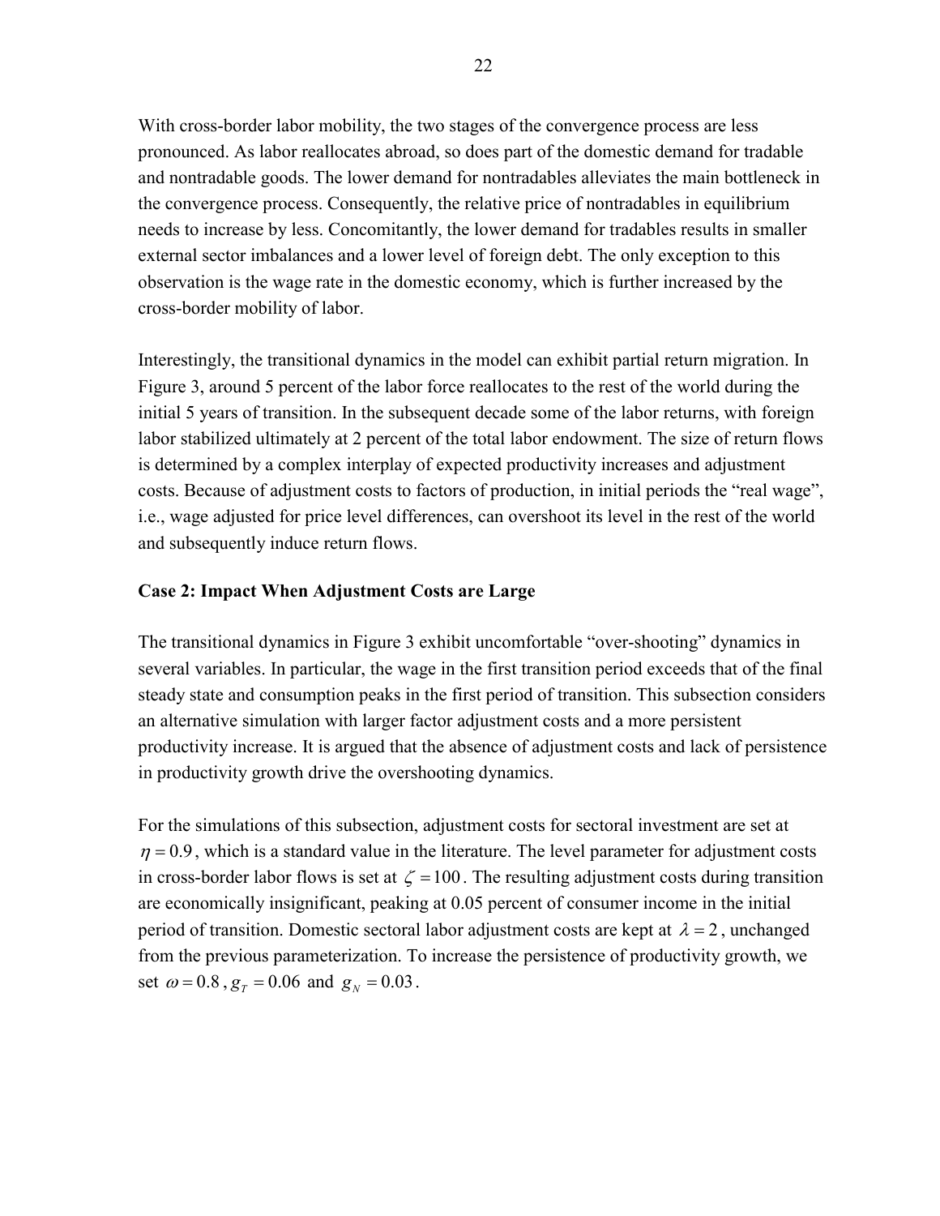With cross-border labor mobility, the two stages of the convergence process are less pronounced. As labor reallocates abroad, so does part of the domestic demand for tradable and nontradable goods. The lower demand for nontradables alleviates the main bottleneck in the convergence process. Consequently, the relative price of nontradables in equilibrium needs to increase by less. Concomitantly, the lower demand for tradables results in smaller external sector imbalances and a lower level of foreign debt. The only exception to this observation is the wage rate in the domestic economy, which is further increased by the cross-border mobility of labor.

Interestingly, the transitional dynamics in the model can exhibit partial return migration. In Figure 3, around 5 percent of the labor force reallocates to the rest of the world during the initial 5 years of transition. In the subsequent decade some of the labor returns, with foreign labor stabilized ultimately at 2 percent of the total labor endowment. The size of return flows is determined by a complex interplay of expected productivity increases and adjustment costs. Because of adjustment costs to factors of production, in initial periods the "real wage", i.e., wage adjusted for price level differences, can overshoot its level in the rest of the world and subsequently induce return flows.

**Case 2: Impact When Adjustment Costs are Large**

The transitional dynamics in Figure 3 exhibit uncomfortable "over-shooting" dynamics in several variables. In particular, the wage in the first transition period exceeds that of the final steady state and consumption peaks in the first period of transition. This subsection considers an alternative simulation with larger factor adjustment costs and a more persistent productivity increase. It is argued that the absence of adjustment costs and lack of persistence in productivity growth drive the overshooting dynamics.

For the simulations of this subsection, adjustment costs for sectoral investment are set at $\eta = 0.9$, which is a standard value in the literature. The level parameter for adjustment costs in cross-border labor flows is set at $\zeta = 100$. The resulting adjustment costs during transition are economically insignificant, peaking at 0.05 percent of consumer income in the initial period of transition. Domestic sectoral labor adjustment costs are kept at $\lambda = 2$, unchanged from the previous parameterization. To increase the persistence of productivity growth, we set $\omega = 0.8$, $g_T = 0.06$ and $g_N = 0.03$.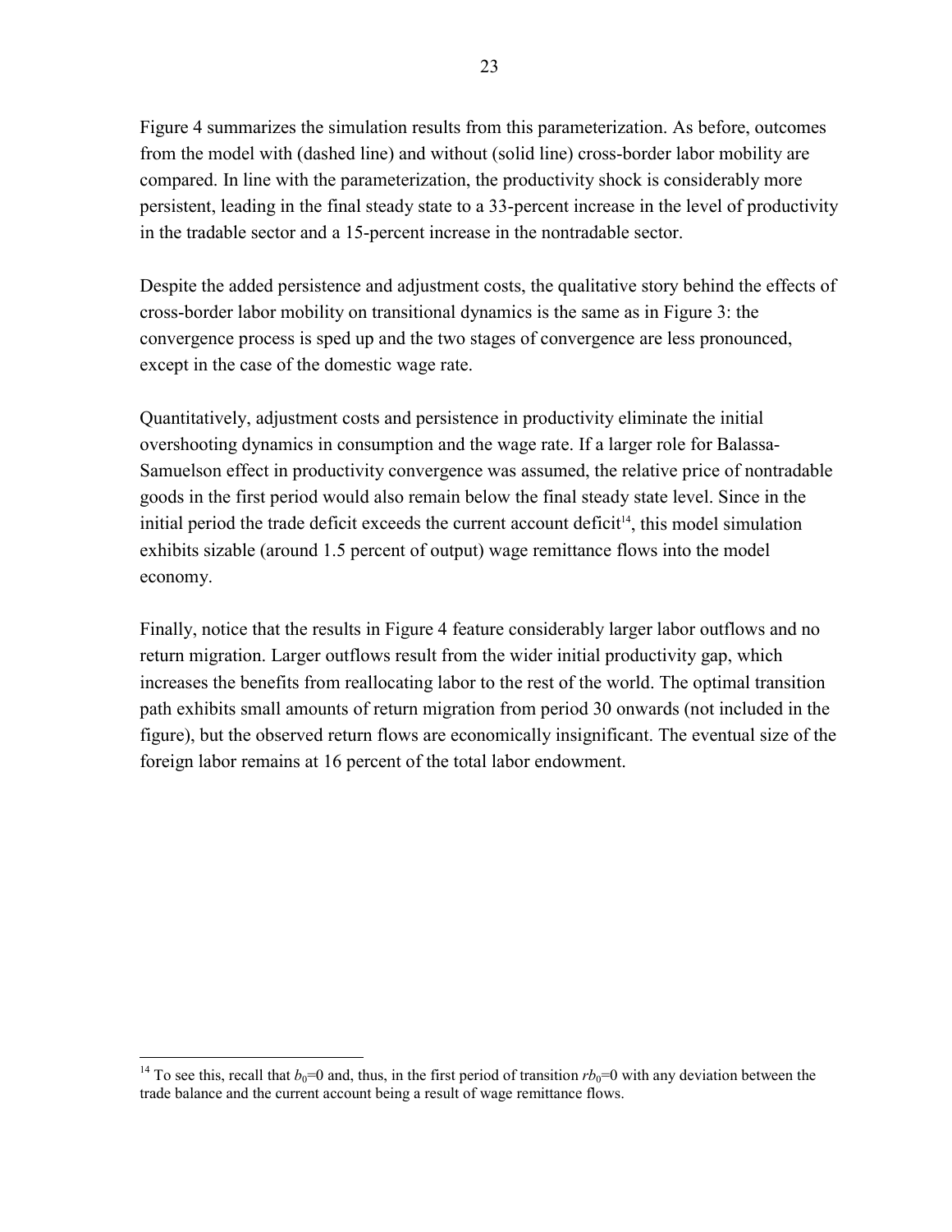Figure 4 summarizes the simulation results from this parameterization. As before, outcomes from the model with (dashed line) and without (solid line) cross-border labor mobility are compared. In line with the parameterization, the productivity shock is considerably more persistent, leading in the final steady state to a 33-percent increase in the level of productivity in the tradable sector and a 15-percent increase in the nontradable sector.

Despite the added persistence and adjustment costs, the qualitative story behind the effects of cross-border labor mobility on transitional dynamics is the same as in Figure 3: the convergence process is sped up and the two stages of convergence are less pronounced, except in the case of the domestic wage rate.

Quantitatively, adjustment costs and persistence in productivity eliminate the initial overshooting dynamics in consumption and the wage rate. If a larger role for Balassa-Samuelson effect in productivity convergence was assumed, the relative price of nontradable goods in the first period would also remain below the final steady state level. Since in the initial period the trade deficit exceeds the current account deficit[14], this model simulation exhibits sizable (around 1.5 percent of output) wage remittance flows into the model economy.

Finally, notice that the results in Figure 4 feature considerably larger labor outflows and no return migration. Larger outflows result from the wider initial productivity gap, which increases the benefits from reallocating labor to the rest of the world. The optimal transition path exhibits small amounts of return migration from period 30 onwards (not included in the figure), but the observed return flows are economically insignificant. The eventual size of the foreign labor remains at 16 percent of the total labor endowment.

---

[14] To see this, recall that $b_0$=0 and, thus, in the first period of transition $rb_0$=0 with any deviation between the trade balance and the current account being a result of wage remittance flows.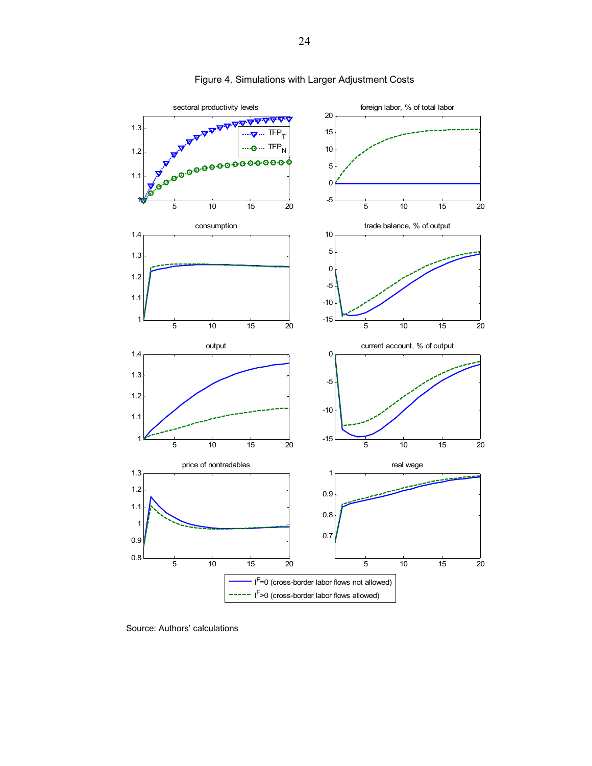# Figure 4. Simulations with Larger Adjustment Costs

Source: Authors' calculations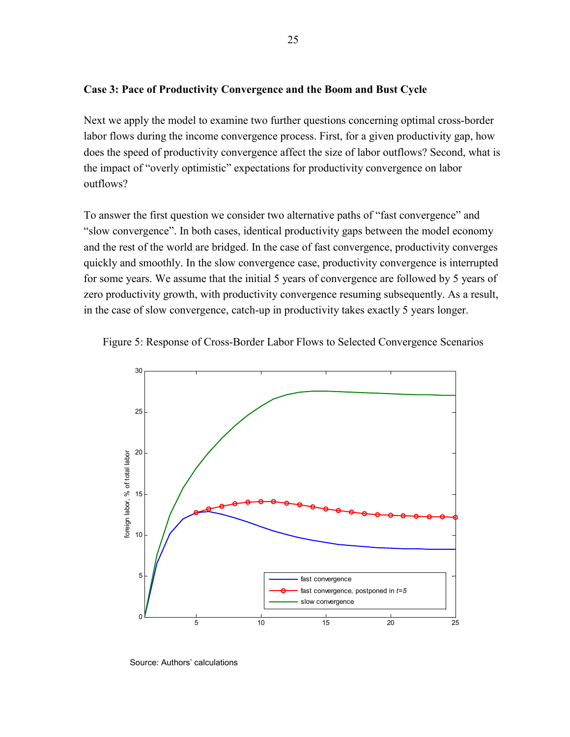**Case 3: Pace of Productivity Convergence and the Boom and Bust Cycle**

Next we apply the model to examine two further questions concerning optimal cross-border labor flows during the income convergence process. First, for a given productivity gap, how does the speed of productivity convergence affect the size of labor outflows? Second, what is the impact of "overly optimistic" expectations for productivity convergence on labor outflows?

To answer the first question we consider two alternative paths of "fast convergence" and "slow convergence". In both cases, identical productivity gaps between the model economy and the rest of the world are bridged. In the case of fast convergence, productivity converges quickly and smoothly. In the slow convergence case, productivity convergence is interrupted for some years. We assume that the initial 5 years of convergence are followed by 5 years of zero productivity growth, with productivity convergence resuming subsequently. As a result, in the case of slow convergence, catch-up in productivity takes exactly 5 years longer.

Figure 5: Response of Cross-Border Labor Flows to Selected Convergence Scenarios

Source: Authors' calculations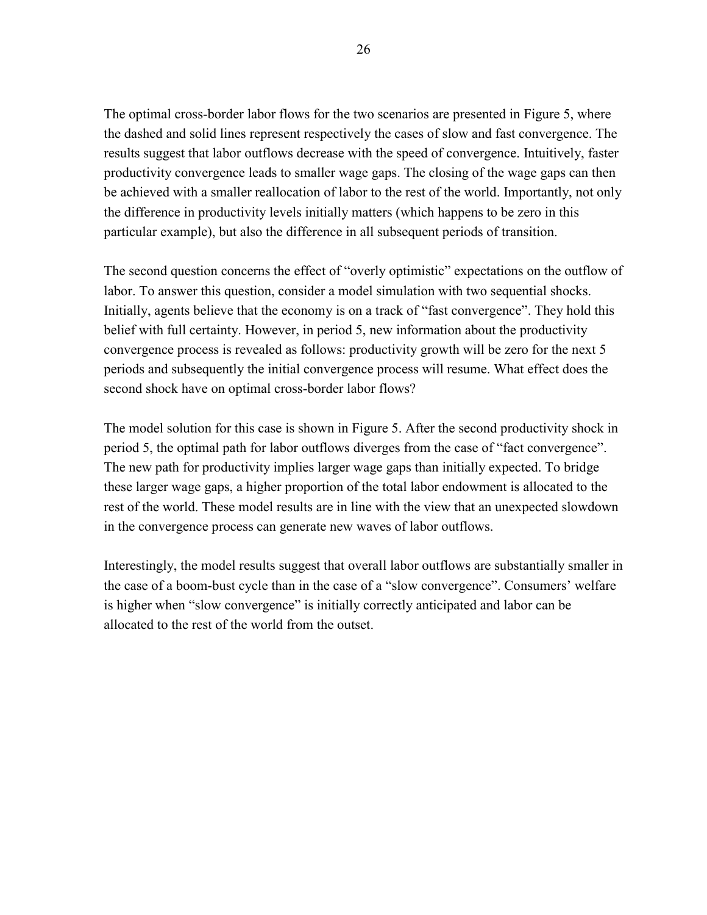The optimal cross-border labor flows for the two scenarios are presented in Figure 5, where the dashed and solid lines represent respectively the cases of slow and fast convergence. The results suggest that labor outflows decrease with the speed of convergence. Intuitively, faster productivity convergence leads to smaller wage gaps. The closing of the wage gaps can then be achieved with a smaller reallocation of labor to the rest of the world. Importantly, not only the difference in productivity levels initially matters (which happens to be zero in this particular example), but also the difference in all subsequent periods of transition.

The second question concerns the effect of "overly optimistic" expectations on the outflow of labor. To answer this question, consider a model simulation with two sequential shocks. Initially, agents believe that the economy is on a track of "fast convergence". They hold this belief with full certainty. However, in period 5, new information about the productivity convergence process is revealed as follows: productivity growth will be zero for the next 5 periods and subsequently the initial convergence process will resume. What effect does the second shock have on optimal cross-border labor flows?

The model solution for this case is shown in Figure 5. After the second productivity shock in period 5, the optimal path for labor outflows diverges from the case of "fact convergence". The new path for productivity implies larger wage gaps than initially expected. To bridge these larger wage gaps, a higher proportion of the total labor endowment is allocated to the rest of the world. These model results are in line with the view that an unexpected slowdown in the convergence process can generate new waves of labor outflows.

Interestingly, the model results suggest that overall labor outflows are substantially smaller in the case of a boom-bust cycle than in the case of a "slow convergence". Consumers' welfare is higher when "slow convergence" is initially correctly anticipated and labor can be allocated to the rest of the world from the outset.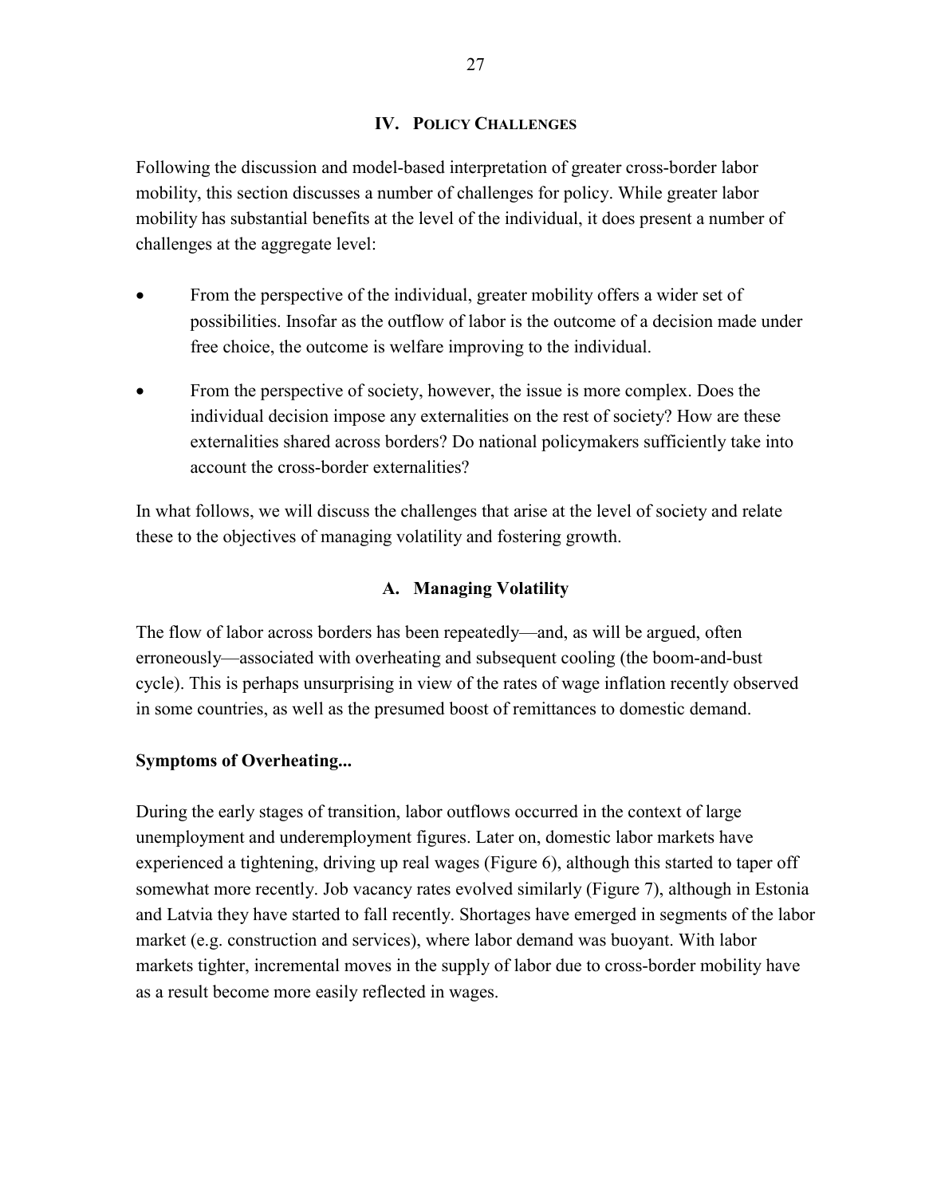## IV. Policy Challenges

Following the discussion and model-based interpretation of greater cross-border labor mobility, this section discusses a number of challenges for policy. While greater labor mobility has substantial benefits at the level of the individual, it does present a number of challenges at the aggregate level:

- From the perspective of the individual, greater mobility offers a wider set of possibilities. Insofar as the outflow of labor is the outcome of a decision made under free choice, the outcome is welfare improving to the individual.
- From the perspective of society, however, the issue is more complex. Does the individual decision impose any externalities on the rest of society? How are these externalities shared across borders? Do national policymakers sufficiently take into account the cross-border externalities?

In what follows, we will discuss the challenges that arise at the level of society and relate these to the objectives of managing volatility and fostering growth.

### A. Managing Volatility

The flow of labor across borders has been repeatedly—and, as will be argued, often erroneously—associated with overheating and subsequent cooling (the boom-and-bust cycle). This is perhaps unsurprising in view of the rates of wage inflation recently observed in some countries, as well as the presumed boost of remittances to domestic demand.

**Symptoms of Overheating...**

During the early stages of transition, labor outflows occurred in the context of large unemployment and underemployment figures. Later on, domestic labor markets have experienced a tightening, driving up real wages (Figure 6), although this started to taper off somewhat more recently. Job vacancy rates evolved similarly (Figure 7), although in Estonia and Latvia they have started to fall recently. Shortages have emerged in segments of the labor market (e.g. construction and services), where labor demand was buoyant. With labor markets tighter, incremental moves in the supply of labor due to cross-border mobility have as a result become more easily reflected in wages.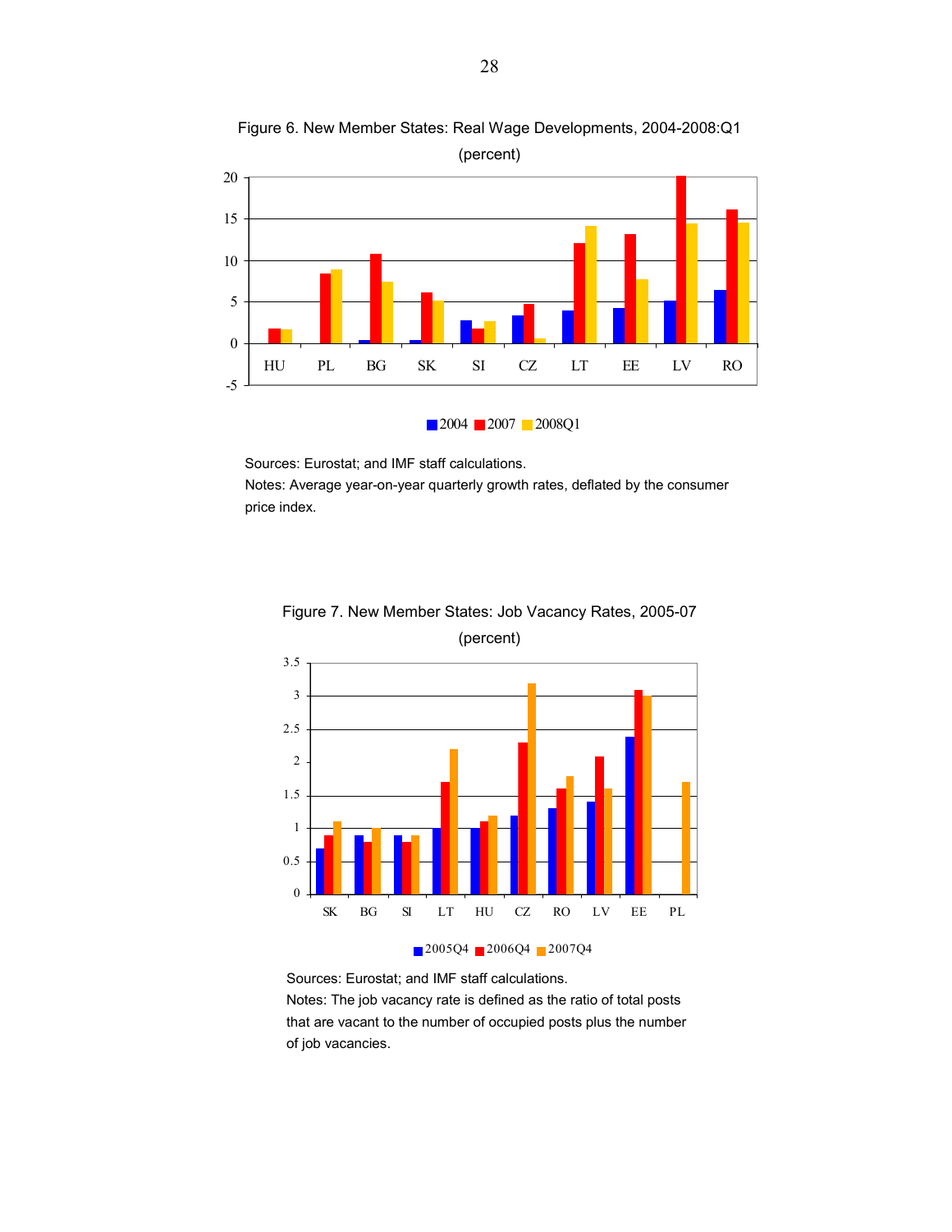Figure 6. New Member States: Real Wage Developments, 2004-2008:Q1
(percent)

Sources: Eurostat; and IMF staff calculations.
Notes: Average year-on-year quarterly growth rates, deflated by the consumer price index.

Figure 7. New Member States: Job Vacancy Rates, 2005-07
(percent)

Sources: Eurostat; and IMF staff calculations.
Notes: The job vacancy rate is defined as the ratio of total posts that are vacant to the number of occupied posts plus the number of job vacancies.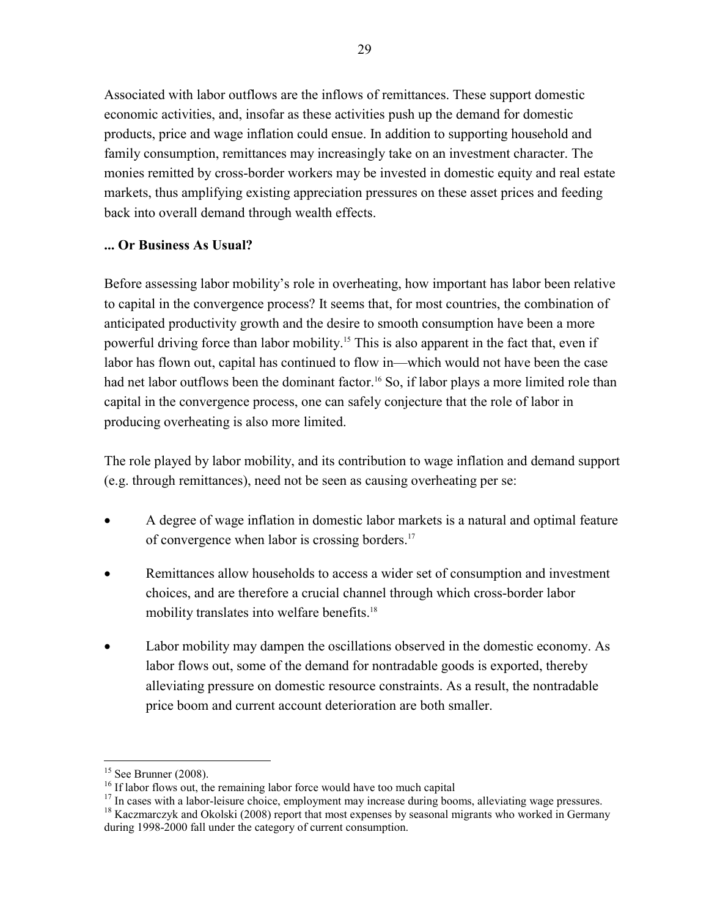Associated with labor outflows are the inflows of remittances. These support domestic economic activities, and, insofar as these activities push up the demand for domestic products, price and wage inflation could ensue. In addition to supporting household and family consumption, remittances may increasingly take on an investment character. The monies remitted by cross-border workers may be invested in domestic equity and real estate markets, thus amplifying existing appreciation pressures on these asset prices and feeding back into overall demand through wealth effects.

### ... Or Business As Usual?

Before assessing labor mobility's role in overheating, how important has labor been relative to capital in the convergence process? It seems that, for most countries, the combination of anticipated productivity growth and the desire to smooth consumption have been a more powerful driving force than labor mobility.[15] This is also apparent in the fact that, even if labor has flown out, capital has continued to flow in—which would not have been the case had net labor outflows been the dominant factor.[16] So, if labor plays a more limited role than capital in the convergence process, one can safely conjecture that the role of labor in producing overheating is also more limited.

The role played by labor mobility, and its contribution to wage inflation and demand support (e.g. through remittances), need not be seen as causing overheating per se:

- A degree of wage inflation in domestic labor markets is a natural and optimal feature of convergence when labor is crossing borders.[17]
- Remittances allow households to access a wider set of consumption and investment choices, and are therefore a crucial channel through which cross-border labor mobility translates into welfare benefits.[18]
- Labor mobility may dampen the oscillations observed in the domestic economy. As labor flows out, some of the demand for nontradable goods is exported, thereby alleviating pressure on domestic resource constraints. As a result, the nontradable price boom and current account deterioration are both smaller.

---

[15] See Brunner (2008).

[16] If labor flows out, the remaining labor force would have too much capital

[17] In cases with a labor-leisure choice, employment may increase during booms, alleviating wage pressures.

[18] Kaczmarczyk and Okolski (2008) report that most expenses by seasonal migrants who worked in Germany during 1998-2000 fall under the category of current consumption.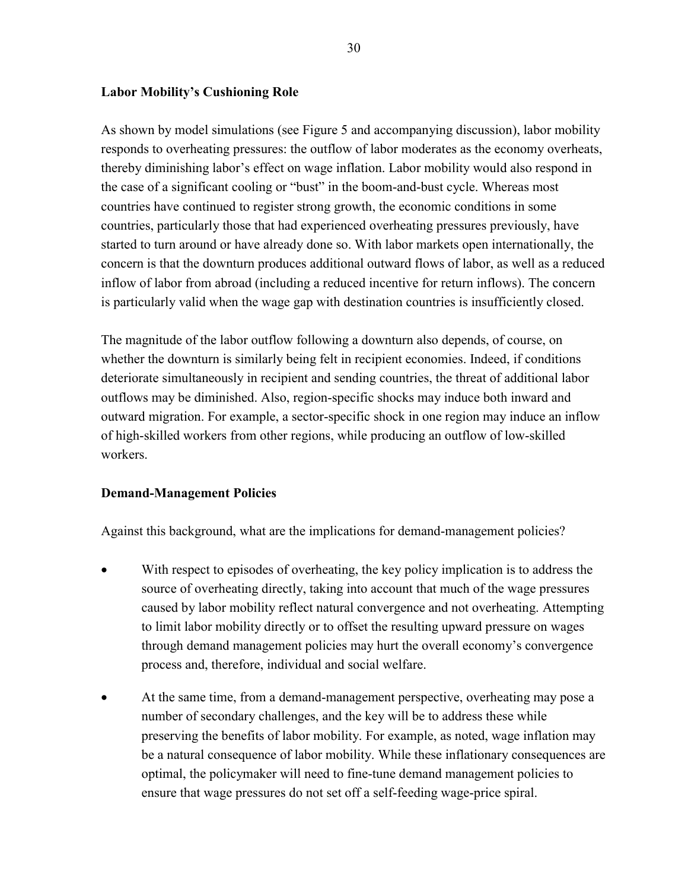**Labor Mobility's Cushioning Role**

As shown by model simulations (see Figure 5 and accompanying discussion), labor mobility responds to overheating pressures: the outflow of labor moderates as the economy overheats, thereby diminishing labor's effect on wage inflation. Labor mobility would also respond in the case of a significant cooling or "bust" in the boom-and-bust cycle. Whereas most countries have continued to register strong growth, the economic conditions in some countries, particularly those that had experienced overheating pressures previously, have started to turn around or have already done so. With labor markets open internationally, the concern is that the downturn produces additional outward flows of labor, as well as a reduced inflow of labor from abroad (including a reduced incentive for return inflows). The concern is particularly valid when the wage gap with destination countries is insufficiently closed.

The magnitude of the labor outflow following a downturn also depends, of course, on whether the downturn is similarly being felt in recipient economies. Indeed, if conditions deteriorate simultaneously in recipient and sending countries, the threat of additional labor outflows may be diminished. Also, region-specific shocks may induce both inward and outward migration. For example, a sector-specific shock in one region may induce an inflow of high-skilled workers from other regions, while producing an outflow of low-skilled workers.

**Demand-Management Policies**

Against this background, what are the implications for demand-management policies?

- With respect to episodes of overheating, the key policy implication is to address the source of overheating directly, taking into account that much of the wage pressures caused by labor mobility reflect natural convergence and not overheating. Attempting to limit labor mobility directly or to offset the resulting upward pressure on wages through demand management policies may hurt the overall economy's convergence process and, therefore, individual and social welfare.

- At the same time, from a demand-management perspective, overheating may pose a number of secondary challenges, and the key will be to address these while preserving the benefits of labor mobility. For example, as noted, wage inflation may be a natural consequence of labor mobility. While these inflationary consequences are optimal, the policymaker will need to fine-tune demand management policies to ensure that wage pressures do not set off a self-feeding wage-price spiral.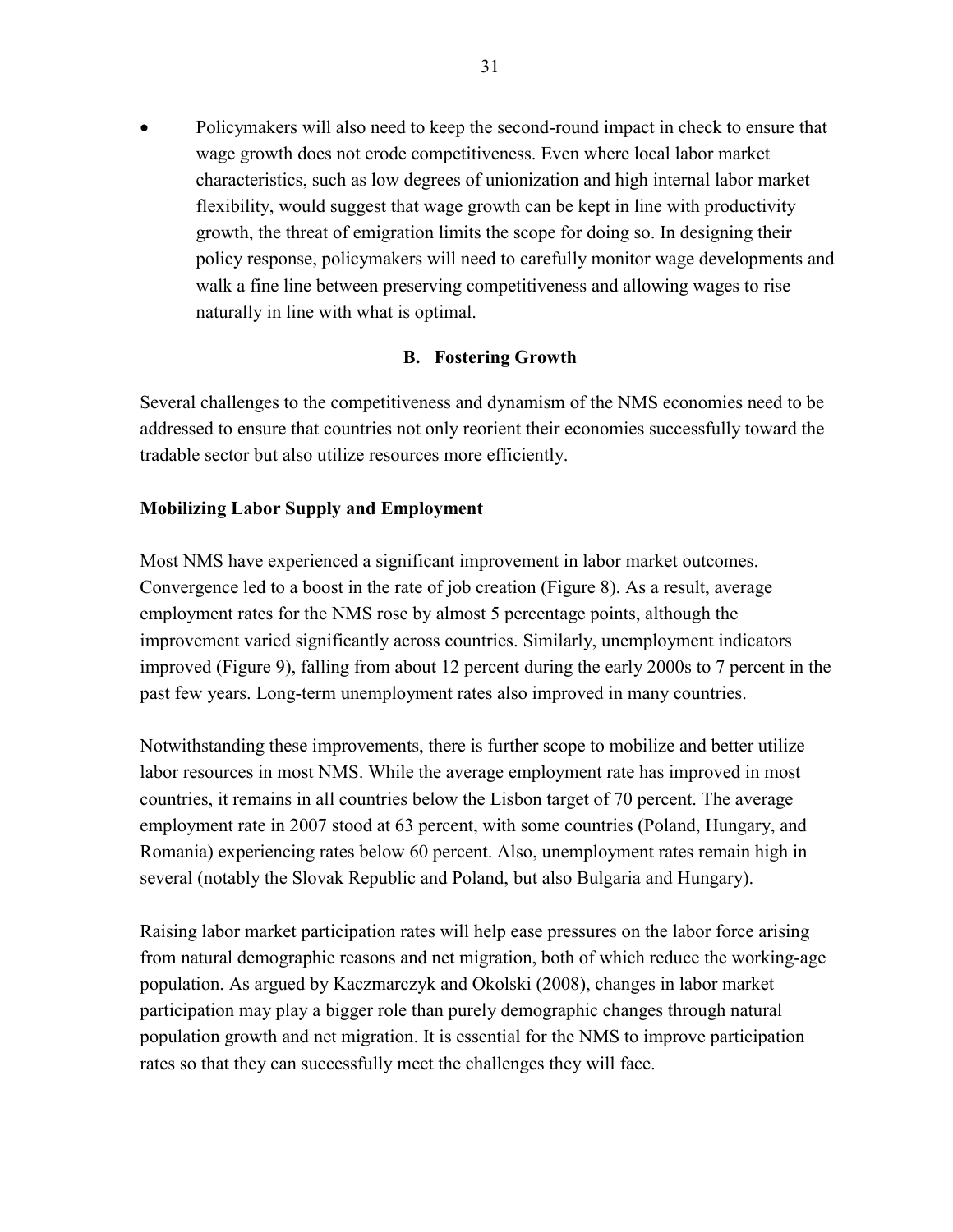- Policymakers will also need to keep the second-round impact in check to ensure that wage growth does not erode competitiveness. Even where local labor market characteristics, such as low degrees of unionization and high internal labor market flexibility, would suggest that wage growth can be kept in line with productivity growth, the threat of emigration limits the scope for doing so. In designing their policy response, policymakers will need to carefully monitor wage developments and walk a fine line between preserving competitiveness and allowing wages to rise naturally in line with what is optimal.

## B. Fostering Growth

Several challenges to the competitiveness and dynamism of the NMS economies need to be addressed to ensure that countries not only reorient their economies successfully toward the tradable sector but also utilize resources more efficiently.

### Mobilizing Labor Supply and Employment

Most NMS have experienced a significant improvement in labor market outcomes. Convergence led to a boost in the rate of job creation (Figure 8). As a result, average employment rates for the NMS rose by almost 5 percentage points, although the improvement varied significantly across countries. Similarly, unemployment indicators improved (Figure 9), falling from about 12 percent during the early 2000s to 7 percent in the past few years. Long-term unemployment rates also improved in many countries.

Notwithstanding these improvements, there is further scope to mobilize and better utilize labor resources in most NMS. While the average employment rate has improved in most countries, it remains in all countries below the Lisbon target of 70 percent. The average employment rate in 2007 stood at 63 percent, with some countries (Poland, Hungary, and Romania) experiencing rates below 60 percent. Also, unemployment rates remain high in several (notably the Slovak Republic and Poland, but also Bulgaria and Hungary).

Raising labor market participation rates will help ease pressures on the labor force arising from natural demographic reasons and net migration, both of which reduce the working-age population. As argued by Kaczmarczyk and Okolski (2008), changes in labor market participation may play a bigger role than purely demographic changes through natural population growth and net migration. It is essential for the NMS to improve participation rates so that they can successfully meet the challenges they will face.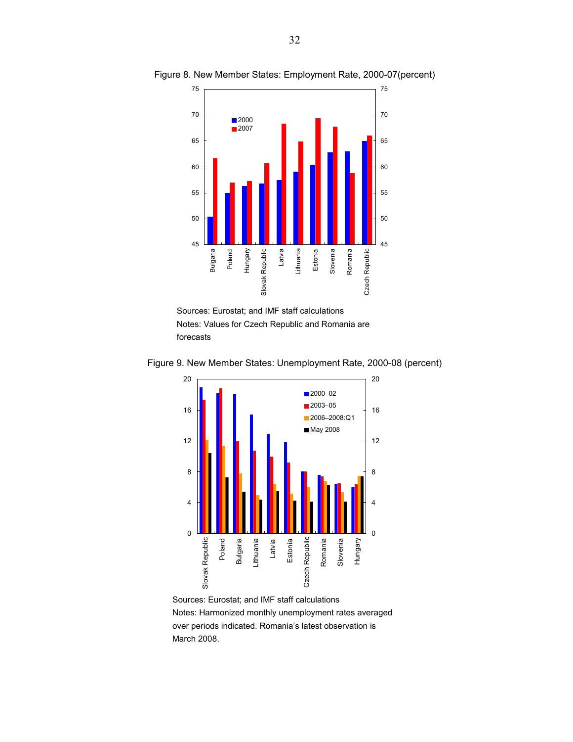Figure 8. New Member States: Employment Rate, 2000-07(percent)

Sources: Eurostat; and IMF staff calculations

Notes: Values for Czech Republic and Romania are forecasts

Figure 9. New Member States: Unemployment Rate, 2000-08 (percent)

Sources: Eurostat; and IMF staff calculations

Notes: Harmonized monthly unemployment rates averaged over periods indicated. Romania's latest observation is March 2008.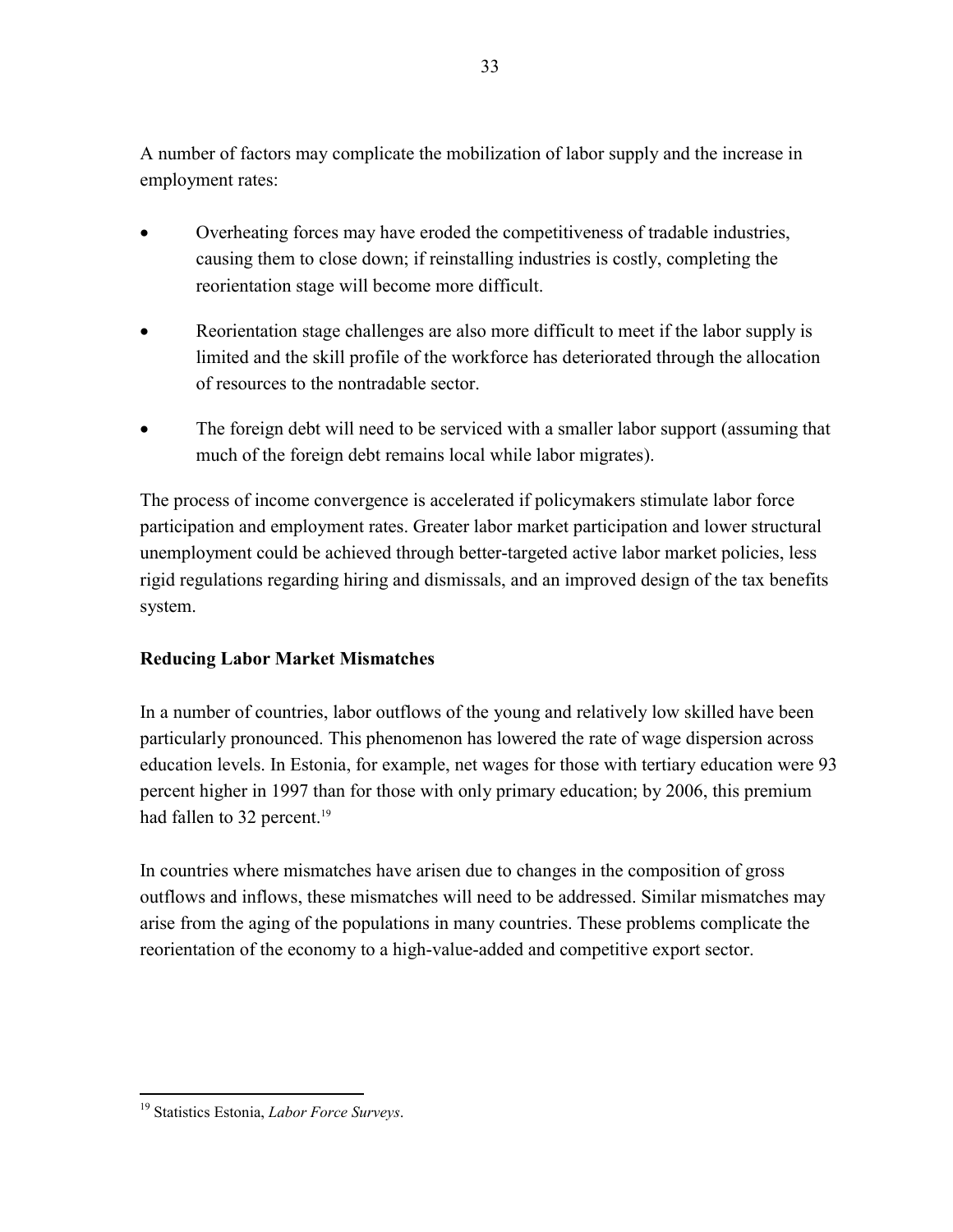A number of factors may complicate the mobilization of labor supply and the increase in employment rates:

- Overheating forces may have eroded the competitiveness of tradable industries, causing them to close down; if reinstalling industries is costly, completing the reorientation stage will become more difficult.
- Reorientation stage challenges are also more difficult to meet if the labor supply is limited and the skill profile of the workforce has deteriorated through the allocation of resources to the nontradable sector.
- The foreign debt will need to be serviced with a smaller labor support (assuming that much of the foreign debt remains local while labor migrates).

The process of income convergence is accelerated if policymakers stimulate labor force participation and employment rates. Greater labor market participation and lower structural unemployment could be achieved through better-targeted active labor market policies, less rigid regulations regarding hiring and dismissals, and an improved design of the tax benefits system.

**Reducing Labor Market Mismatches**

In a number of countries, labor outflows of the young and relatively low skilled have been particularly pronounced. This phenomenon has lowered the rate of wage dispersion across education levels. In Estonia, for example, net wages for those with tertiary education were 93 percent higher in 1997 than for those with only primary education; by 2006, this premium had fallen to 32 percent.[19]

In countries where mismatches have arisen due to changes in the composition of gross outflows and inflows, these mismatches will need to be addressed. Similar mismatches may arise from the aging of the populations in many countries. These problems complicate the reorientation of the economy to a high-value-added and competitive export sector.

[19] Statistics Estonia, *Labor Force Surveys*.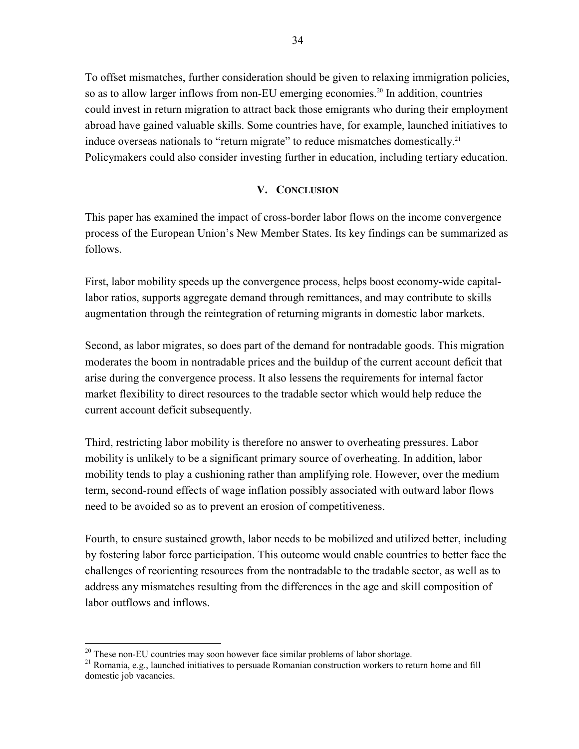To offset mismatches, further consideration should be given to relaxing immigration policies, so as to allow larger inflows from non-EU emerging economies.[20] In addition, countries could invest in return migration to attract back those emigrants who during their employment abroad have gained valuable skills. Some countries have, for example, launched initiatives to induce overseas nationals to "return migrate" to reduce mismatches domestically.[21] Policymakers could also consider investing further in education, including tertiary education.

## V. Conclusion

This paper has examined the impact of cross-border labor flows on the income convergence process of the European Union's New Member States. Its key findings can be summarized as follows.

First, labor mobility speeds up the convergence process, helps boost economy-wide capital-labor ratios, supports aggregate demand through remittances, and may contribute to skills augmentation through the reintegration of returning migrants in domestic labor markets.

Second, as labor migrates, so does part of the demand for nontradable goods. This migration moderates the boom in nontradable prices and the buildup of the current account deficit that arise during the convergence process. It also lessens the requirements for internal factor market flexibility to direct resources to the tradable sector which would help reduce the current account deficit subsequently.

Third, restricting labor mobility is therefore no answer to overheating pressures. Labor mobility is unlikely to be a significant primary source of overheating. In addition, labor mobility tends to play a cushioning rather than amplifying role. However, over the medium term, second-round effects of wage inflation possibly associated with outward labor flows need to be avoided so as to prevent an erosion of competitiveness.

Fourth, to ensure sustained growth, labor needs to be mobilized and utilized better, including by fostering labor force participation. This outcome would enable countries to better face the challenges of reorienting resources from the nontradable to the tradable sector, as well as to address any mismatches resulting from the differences in the age and skill composition of labor outflows and inflows.

---

[20] These non-EU countries may soon however face similar problems of labor shortage.

[21] Romania, e.g., launched initiatives to persuade Romanian construction workers to return home and fill domestic job vacancies.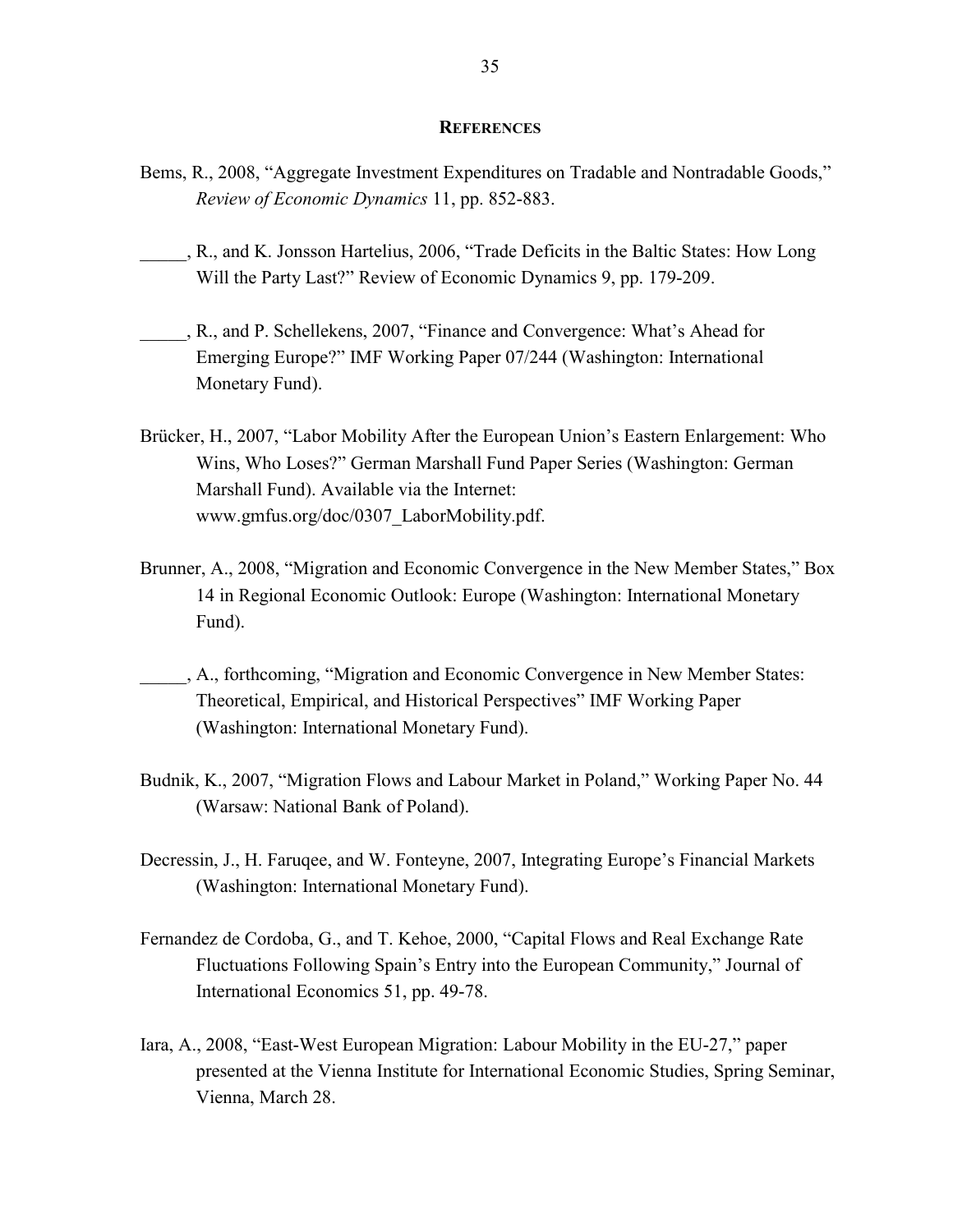## REFERENCES

Bems, R., 2008, "Aggregate Investment Expenditures on Tradable and Nontradable Goods," *Review of Economic Dynamics* 11, pp. 852-883.

_____, R., and K. Jonsson Hartelius, 2006, "Trade Deficits in the Baltic States: How Long Will the Party Last?" Review of Economic Dynamics 9, pp. 179-209.

_____, R., and P. Schellekens, 2007, "Finance and Convergence: What's Ahead for Emerging Europe?" IMF Working Paper 07/244 (Washington: International Monetary Fund).

Brücker, H., 2007, "Labor Mobility After the European Union's Eastern Enlargement: Who Wins, Who Loses?" German Marshall Fund Paper Series (Washington: German Marshall Fund). Available via the Internet: www.gmfus.org/doc/0307_LaborMobility.pdf.

Brunner, A., 2008, "Migration and Economic Convergence in the New Member States," Box 14 in Regional Economic Outlook: Europe (Washington: International Monetary Fund).

_____, A., forthcoming, "Migration and Economic Convergence in New Member States: Theoretical, Empirical, and Historical Perspectives" IMF Working Paper (Washington: International Monetary Fund).

Budnik, K., 2007, "Migration Flows and Labour Market in Poland," Working Paper No. 44 (Warsaw: National Bank of Poland).

Decressin, J., H. Faruqee, and W. Fonteyne, 2007, Integrating Europe's Financial Markets (Washington: International Monetary Fund).

Fernandez de Cordoba, G., and T. Kehoe, 2000, "Capital Flows and Real Exchange Rate Fluctuations Following Spain's Entry into the European Community," Journal of International Economics 51, pp. 49-78.

Iara, A., 2008, "East-West European Migration: Labour Mobility in the EU-27," paper presented at the Vienna Institute for International Economic Studies, Spring Seminar, Vienna, March 28.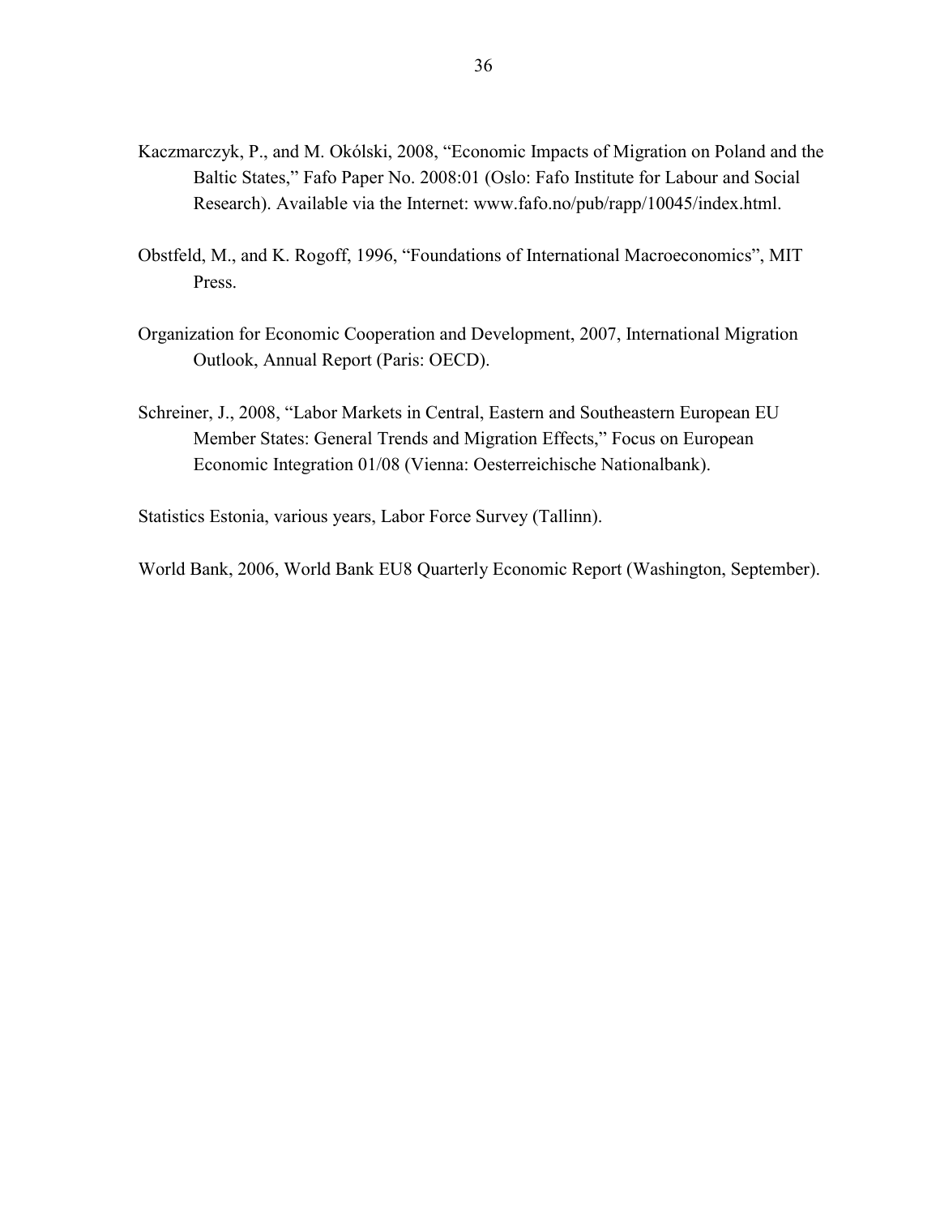Kaczmarczyk, P., and M. Okólski, 2008, "Economic Impacts of Migration on Poland and the Baltic States," Fafo Paper No. 2008:01 (Oslo: Fafo Institute for Labour and Social Research). Available via the Internet: www.fafo.no/pub/rapp/10045/index.html.

Obstfeld, M., and K. Rogoff, 1996, "Foundations of International Macroeconomics", MIT Press.

Organization for Economic Cooperation and Development, 2007, International Migration Outlook, Annual Report (Paris: OECD).

Schreiner, J., 2008, "Labor Markets in Central, Eastern and Southeastern European EU Member States: General Trends and Migration Effects," Focus on European Economic Integration 01/08 (Vienna: Oesterreichische Nationalbank).

Statistics Estonia, various years, Labor Force Survey (Tallinn).

World Bank, 2006, World Bank EU8 Quarterly Economic Report (Washington, September).